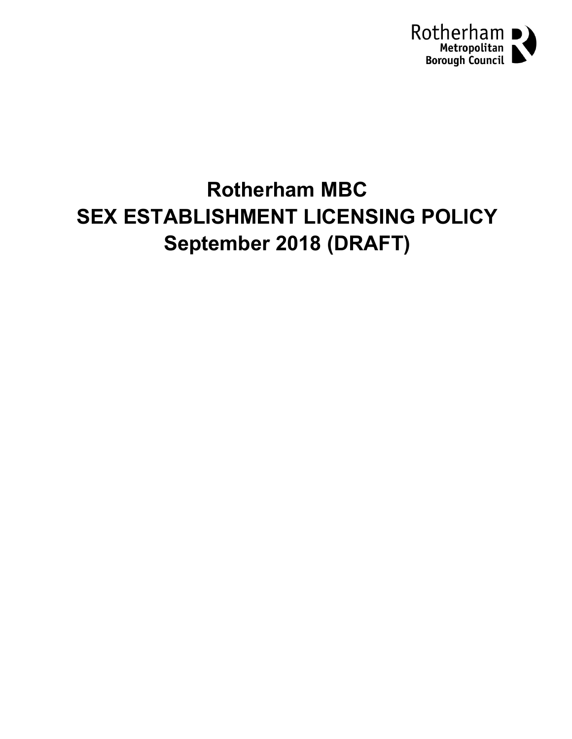Rotherham Metropolitan Borough Council

# Rotherham MBC
# SEX ESTABLISHMENT LICENSING POLICY
# September 2018 (DRAFT)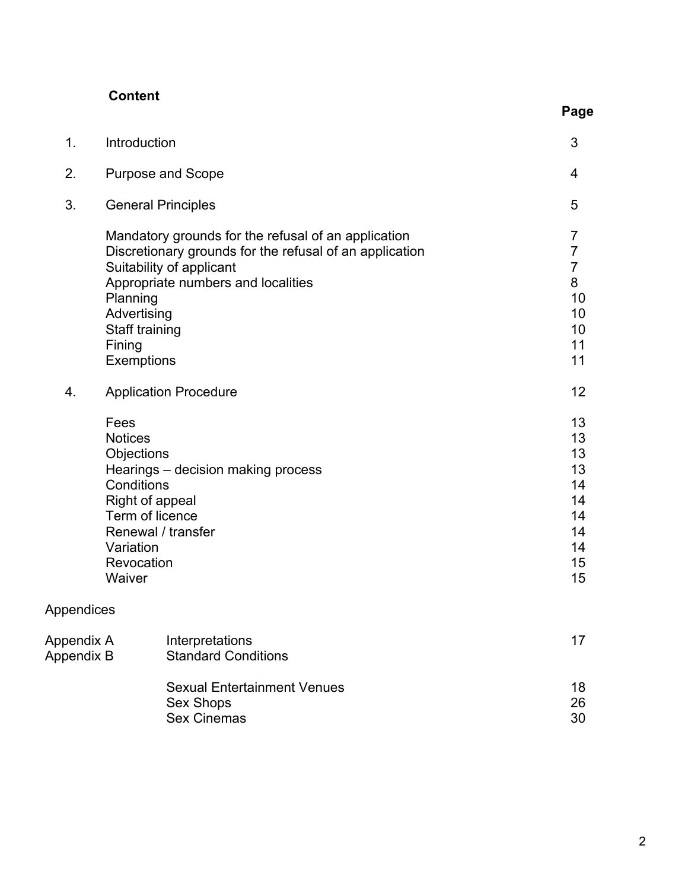## Content

| | | Page |
|---|---|---|
| 1. | Introduction | 3 |
| 2. | Purpose and Scope | 4 |
| 3. | General Principles | 5 |
| | Mandatory grounds for the refusal of an application | 7 |
| | Discretionary grounds for the refusal of an application | 7 |
| | Suitability of applicant | 7 |
| | Appropriate numbers and localities | 8 |
| | Planning | 10 |
| | Advertising | 10 |
| | Staff training | 10 |
| | Fining | 11 |
| | Exemptions | 11 |
| 4. | Application Procedure | 12 |
| | Fees | 13 |
| | Notices | 13 |
| | Objections | 13 |
| | Hearings – decision making process | 13 |
| | Conditions | 14 |
| | Right of appeal | 14 |
| | Term of licence | 14 |
| | Renewal / transfer | 14 |
| | Variation | 14 |
| | Revocation | 15 |
| | Waiver | 15 |

Appendices

| | | |
|---|---|---|
| Appendix A | Interpretations | 17 |
| Appendix B | Standard Conditions | |
| | Sexual Entertainment Venues | 18 |
| | Sex Shops | 26 |
| | Sex Cinemas | 30 |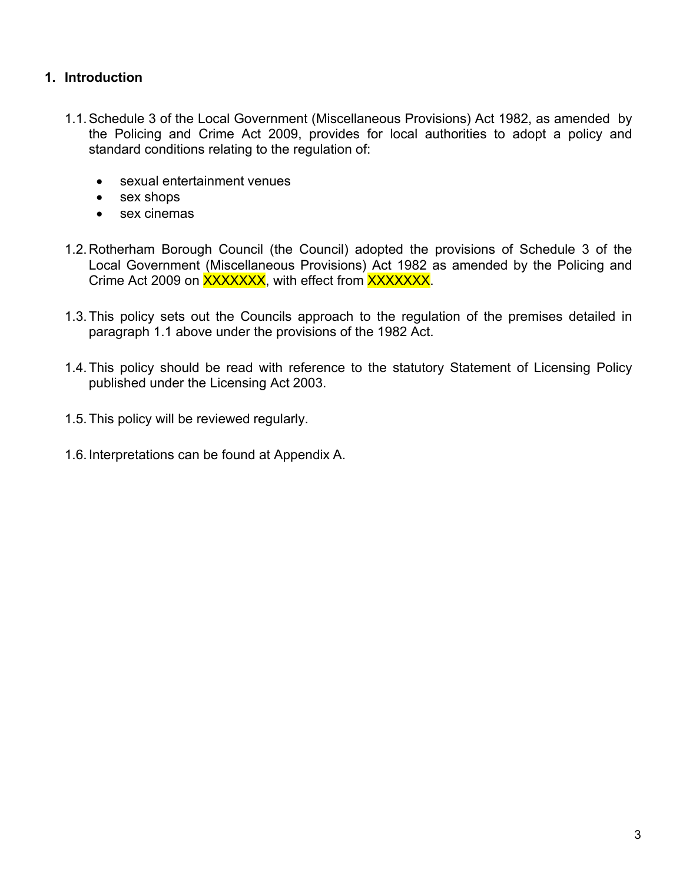## 1. Introduction

1.1. Schedule 3 of the Local Government (Miscellaneous Provisions) Act 1982, as amended by the Policing and Crime Act 2009, provides for local authorities to adopt a policy and standard conditions relating to the regulation of:

- sexual entertainment venues
- sex shops
- sex cinemas

1.2. Rotherham Borough Council (the Council) adopted the provisions of Schedule 3 of the Local Government (Miscellaneous Provisions) Act 1982 as amended by the Policing and Crime Act 2009 on XXXXXXX, with effect from XXXXXXX.

1.3. This policy sets out the Councils approach to the regulation of the premises detailed in paragraph 1.1 above under the provisions of the 1982 Act.

1.4. This policy should be read with reference to the statutory Statement of Licensing Policy published under the Licensing Act 2003.

1.5. This policy will be reviewed regularly.

1.6. Interpretations can be found at Appendix A.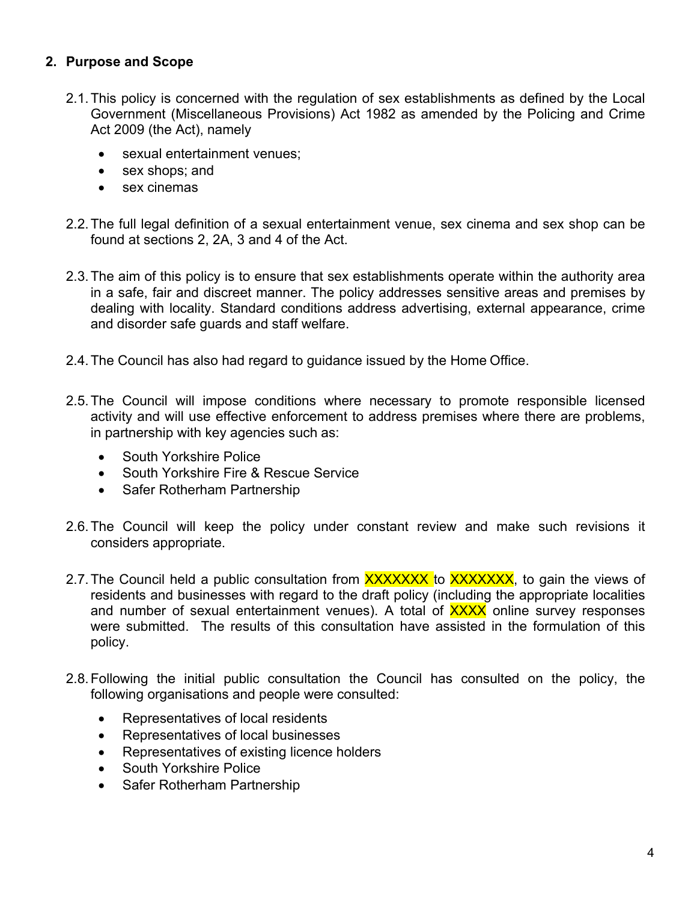## 2. Purpose and Scope

2.1. This policy is concerned with the regulation of sex establishments as defined by the Local Government (Miscellaneous Provisions) Act 1982 as amended by the Policing and Crime Act 2009 (the Act), namely

- sexual entertainment venues;
- sex shops; and
- sex cinemas

2.2. The full legal definition of a sexual entertainment venue, sex cinema and sex shop can be found at sections 2, 2A, 3 and 4 of the Act.

2.3. The aim of this policy is to ensure that sex establishments operate within the authority area in a safe, fair and discreet manner. The policy addresses sensitive areas and premises by dealing with locality. Standard conditions address advertising, external appearance, crime and disorder safe guards and staff welfare.

2.4. The Council has also had regard to guidance issued by the Home Office.

2.5. The Council will impose conditions where necessary to promote responsible licensed activity and will use effective enforcement to address premises where there are problems, in partnership with key agencies such as:

- South Yorkshire Police
- South Yorkshire Fire & Rescue Service
- Safer Rotherham Partnership

2.6. The Council will keep the policy under constant review and make such revisions it considers appropriate.

2.7. The Council held a public consultation from XXXXXXX to XXXXXXX, to gain the views of residents and businesses with regard to the draft policy (including the appropriate localities and number of sexual entertainment venues). A total of XXXX online survey responses were submitted. The results of this consultation have assisted in the formulation of this policy.

2.8. Following the initial public consultation the Council has consulted on the policy, the following organisations and people were consulted:

- Representatives of local residents
- Representatives of local businesses
- Representatives of existing licence holders
- South Yorkshire Police
- Safer Rotherham Partnership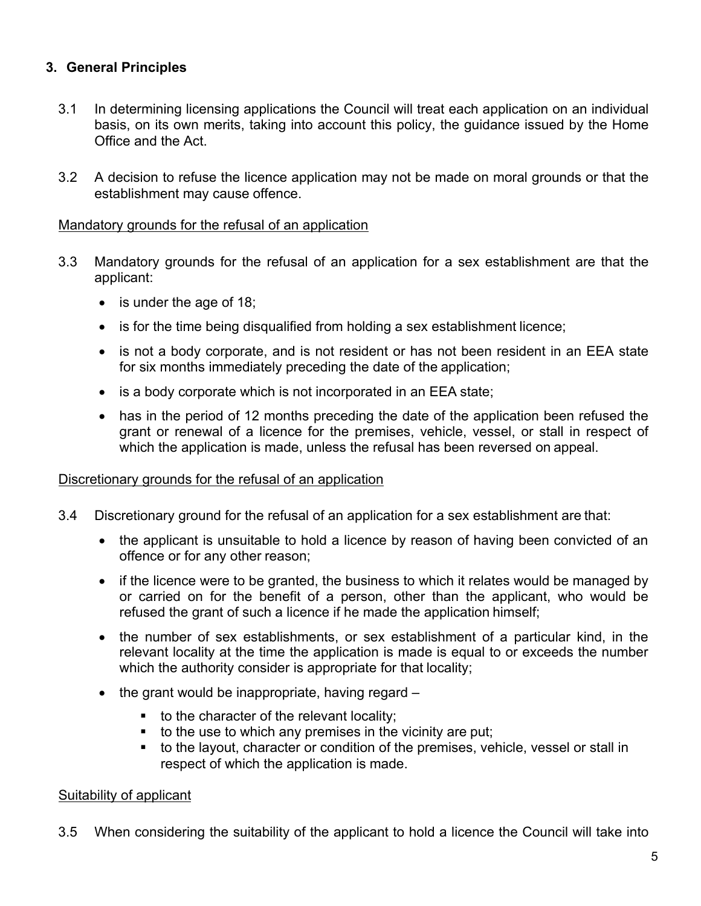## 3. General Principles

3.1 In determining licensing applications the Council will treat each application on an individual basis, on its own merits, taking into account this policy, the guidance issued by the Home Office and the Act.

3.2 A decision to refuse the licence application may not be made on moral grounds or that the establishment may cause offence.

Mandatory grounds for the refusal of an application

3.3 Mandatory grounds for the refusal of an application for a sex establishment are that the applicant:

- is under the age of 18;
- is for the time being disqualified from holding a sex establishment licence;
- is not a body corporate, and is not resident or has not been resident in an EEA state for six months immediately preceding the date of the application;
- is a body corporate which is not incorporated in an EEA state;
- has in the period of 12 months preceding the date of the application been refused the grant or renewal of a licence for the premises, vehicle, vessel, or stall in respect of which the application is made, unless the refusal has been reversed on appeal.

Discretionary grounds for the refusal of an application

3.4 Discretionary ground for the refusal of an application for a sex establishment are that:

- the applicant is unsuitable to hold a licence by reason of having been convicted of an offence or for any other reason;
- if the licence were to be granted, the business to which it relates would be managed by or carried on for the benefit of a person, other than the applicant, who would be refused the grant of such a licence if he made the application himself;
- the number of sex establishments, or sex establishment of a particular kind, in the relevant locality at the time the application is made is equal to or exceeds the number which the authority consider is appropriate for that locality;
- the grant would be inappropriate, having regard –
  - to the character of the relevant locality;
  - to the use to which any premises in the vicinity are put;
  - to the layout, character or condition of the premises, vehicle, vessel or stall in respect of which the application is made.

Suitability of applicant

3.5 When considering the suitability of the applicant to hold a licence the Council will take into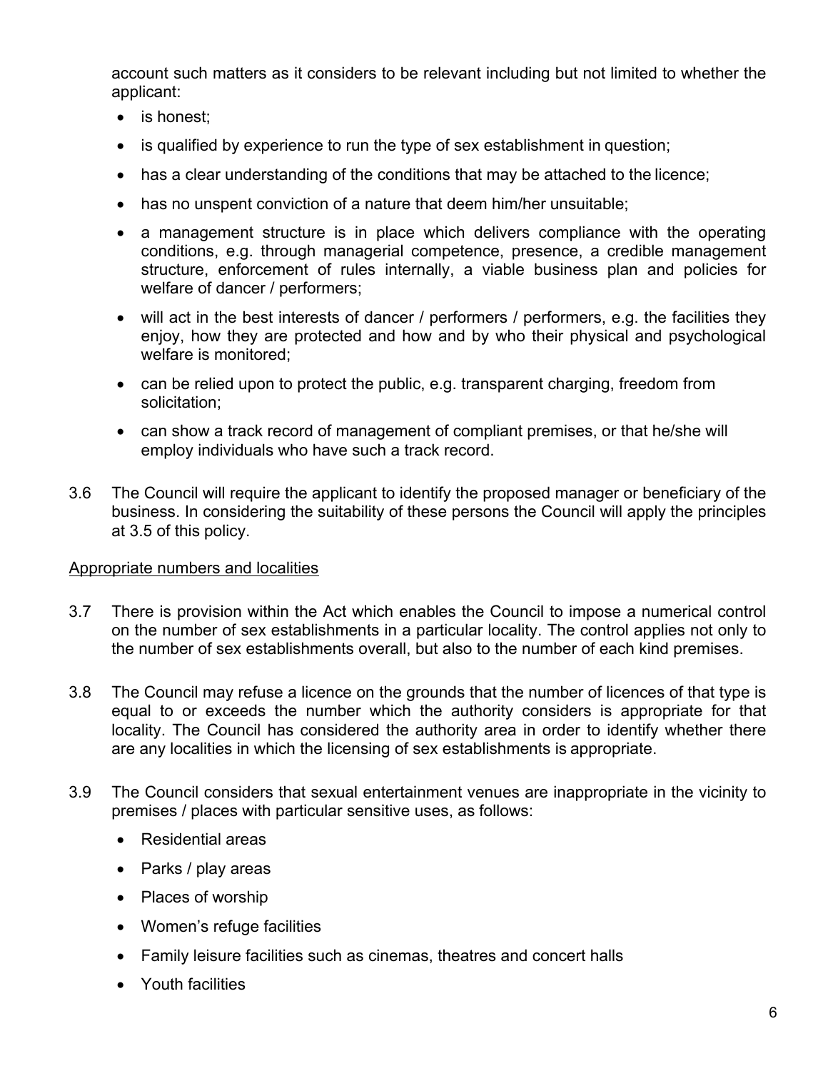account such matters as it considers to be relevant including but not limited to whether the applicant:

- is honest;
- is qualified by experience to run the type of sex establishment in question;
- has a clear understanding of the conditions that may be attached to the licence;
- has no unspent conviction of a nature that deem him/her unsuitable;
- a management structure is in place which delivers compliance with the operating conditions, e.g. through managerial competence, presence, a credible management structure, enforcement of rules internally, a viable business plan and policies for welfare of dancer / performers;
- will act in the best interests of dancer / performers / performers, e.g. the facilities they enjoy, how they are protected and how and by who their physical and psychological welfare is monitored;
- can be relied upon to protect the public, e.g. transparent charging, freedom from solicitation;
- can show a track record of management of compliant premises, or that he/she will employ individuals who have such a track record.

3.6 The Council will require the applicant to identify the proposed manager or beneficiary of the business. In considering the suitability of these persons the Council will apply the principles at 3.5 of this policy.

Appropriate numbers and localities

3.7 There is provision within the Act which enables the Council to impose a numerical control on the number of sex establishments in a particular locality. The control applies not only to the number of sex establishments overall, but also to the number of each kind premises.

3.8 The Council may refuse a licence on the grounds that the number of licences of that type is equal to or exceeds the number which the authority considers is appropriate for that locality. The Council has considered the authority area in order to identify whether there are any localities in which the licensing of sex establishments is appropriate.

3.9 The Council considers that sexual entertainment venues are inappropriate in the vicinity to premises / places with particular sensitive uses, as follows:

- Residential areas
- Parks / play areas
- Places of worship
- Women's refuge facilities
- Family leisure facilities such as cinemas, theatres and concert halls
- Youth facilities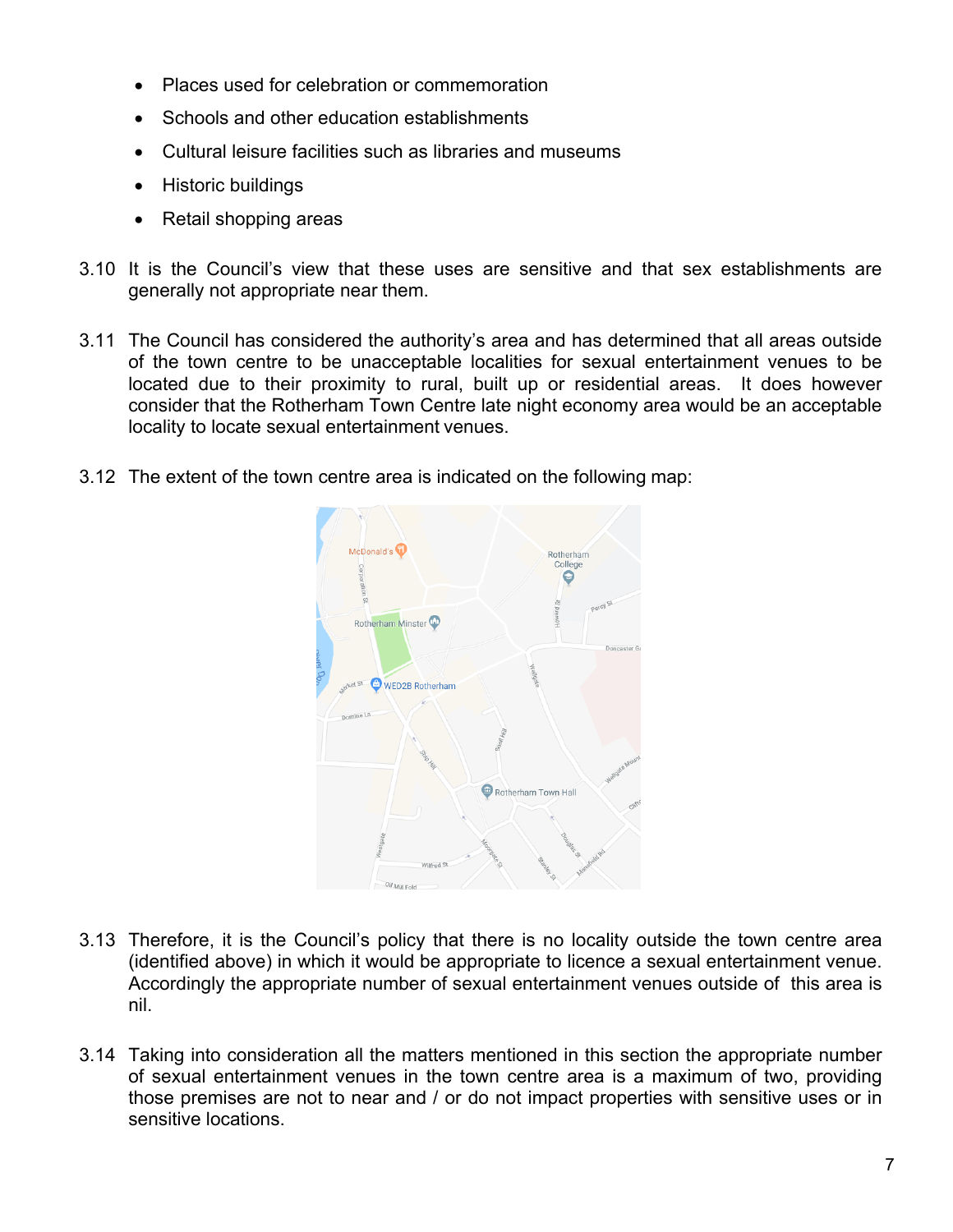- Places used for celebration or commemoration
- Schools and other education establishments
- Cultural leisure facilities such as libraries and museums
- Historic buildings
- Retail shopping areas

3.10 It is the Council's view that these uses are sensitive and that sex establishments are generally not appropriate near them.

3.11 The Council has considered the authority's area and has determined that all areas outside of the town centre to be unacceptable localities for sexual entertainment venues to be located due to their proximity to rural, built up or residential areas. It does however consider that the Rotherham Town Centre late night economy area would be an acceptable locality to locate sexual entertainment venues.

3.12 The extent of the town centre area is indicated on the following map:

3.13 Therefore, it is the Council's policy that there is no locality outside the town centre area (identified above) in which it would be appropriate to licence a sexual entertainment venue. Accordingly the appropriate number of sexual entertainment venues outside of this area is nil.

3.14 Taking into consideration all the matters mentioned in this section the appropriate number of sexual entertainment venues in the town centre area is a maximum of two, providing those premises are not to near and / or do not impact properties with sensitive uses or in sensitive locations.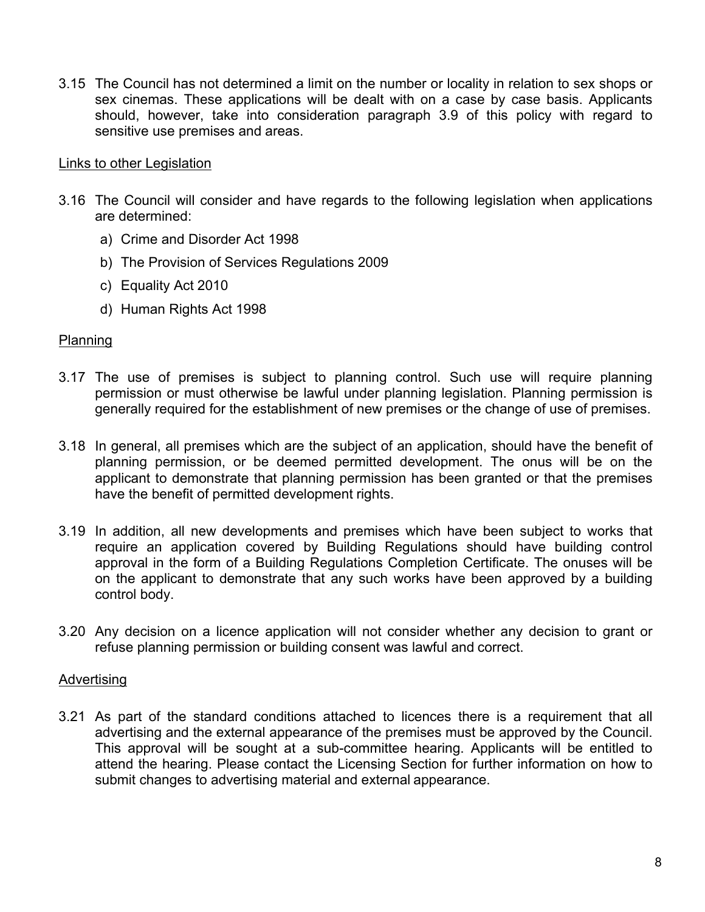3.15 The Council has not determined a limit on the number or locality in relation to sex shops or sex cinemas. These applications will be dealt with on a case by case basis. Applicants should, however, take into consideration paragraph 3.9 of this policy with regard to sensitive use premises and areas.

<u>Links to other Legislation</u>

3.16 The Council will consider and have regards to the following legislation when applications are determined:

a) Crime and Disorder Act 1998

b) The Provision of Services Regulations 2009

c) Equality Act 2010

d) Human Rights Act 1998

<u>Planning</u>

3.17 The use of premises is subject to planning control. Such use will require planning permission or must otherwise be lawful under planning legislation. Planning permission is generally required for the establishment of new premises or the change of use of premises.

3.18 In general, all premises which are the subject of an application, should have the benefit of planning permission, or be deemed permitted development. The onus will be on the applicant to demonstrate that planning permission has been granted or that the premises have the benefit of permitted development rights.

3.19 In addition, all new developments and premises which have been subject to works that require an application covered by Building Regulations should have building control approval in the form of a Building Regulations Completion Certificate. The onuses will be on the applicant to demonstrate that any such works have been approved by a building control body.

3.20 Any decision on a licence application will not consider whether any decision to grant or refuse planning permission or building consent was lawful and correct.

<u>Advertising</u>

3.21 As part of the standard conditions attached to licences there is a requirement that all advertising and the external appearance of the premises must be approved by the Council. This approval will be sought at a sub-committee hearing. Applicants will be entitled to attend the hearing. Please contact the Licensing Section for further information on how to submit changes to advertising material and external appearance.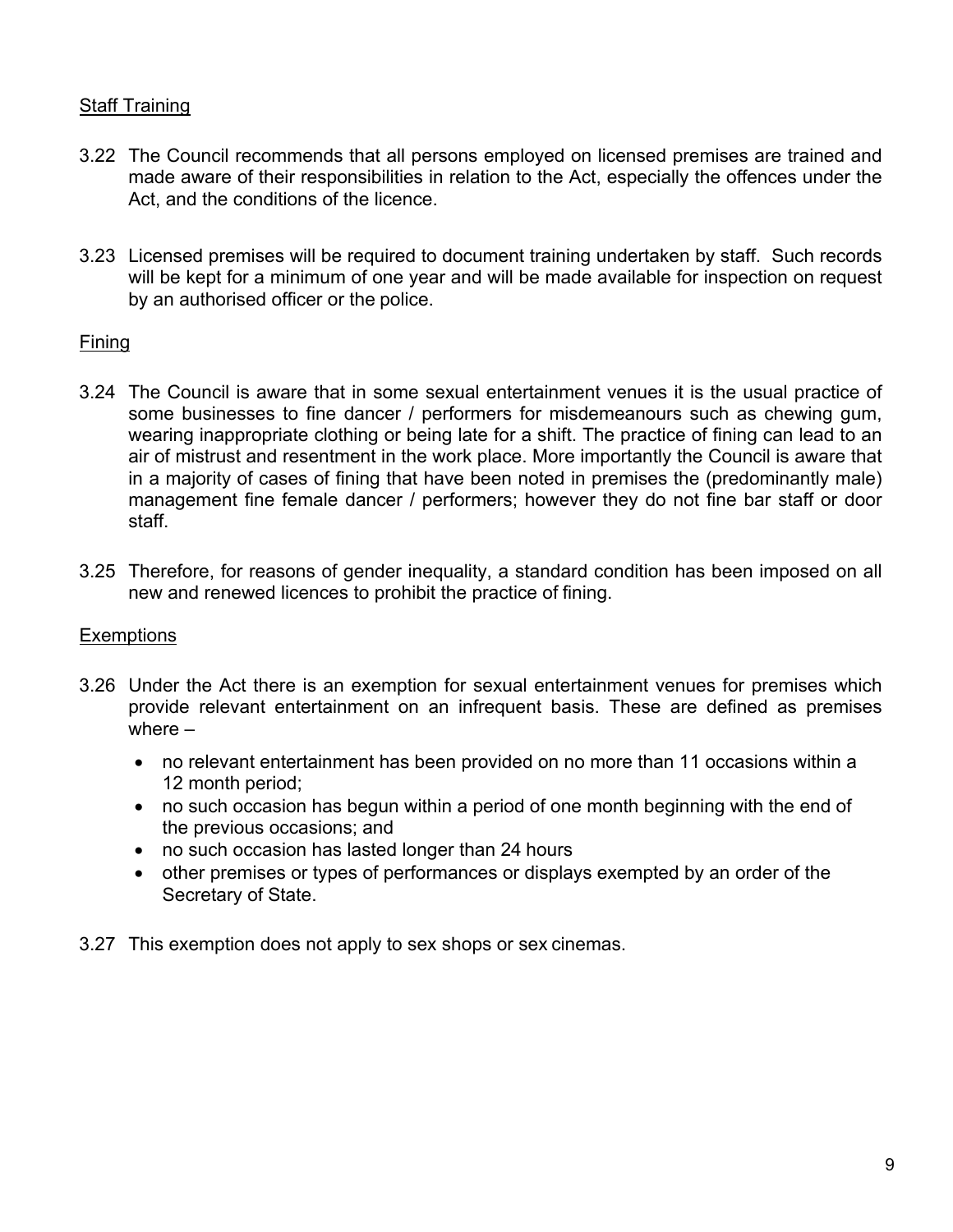Staff Training

3.22 The Council recommends that all persons employed on licensed premises are trained and made aware of their responsibilities in relation to the Act, especially the offences under the Act, and the conditions of the licence.

3.23 Licensed premises will be required to document training undertaken by staff. Such records will be kept for a minimum of one year and will be made available for inspection on request by an authorised officer or the police.

Fining

3.24 The Council is aware that in some sexual entertainment venues it is the usual practice of some businesses to fine dancer / performers for misdemeanours such as chewing gum, wearing inappropriate clothing or being late for a shift. The practice of fining can lead to an air of mistrust and resentment in the work place. More importantly the Council is aware that in a majority of cases of fining that have been noted in premises the (predominantly male) management fine female dancer / performers; however they do not fine bar staff or door staff.

3.25 Therefore, for reasons of gender inequality, a standard condition has been imposed on all new and renewed licences to prohibit the practice of fining.

Exemptions

3.26 Under the Act there is an exemption for sexual entertainment venues for premises which provide relevant entertainment on an infrequent basis. These are defined as premises where –

- no relevant entertainment has been provided on no more than 11 occasions within a 12 month period;
- no such occasion has begun within a period of one month beginning with the end of the previous occasions; and
- no such occasion has lasted longer than 24 hours
- other premises or types of performances or displays exempted by an order of the Secretary of State.

3.27 This exemption does not apply to sex shops or sex cinemas.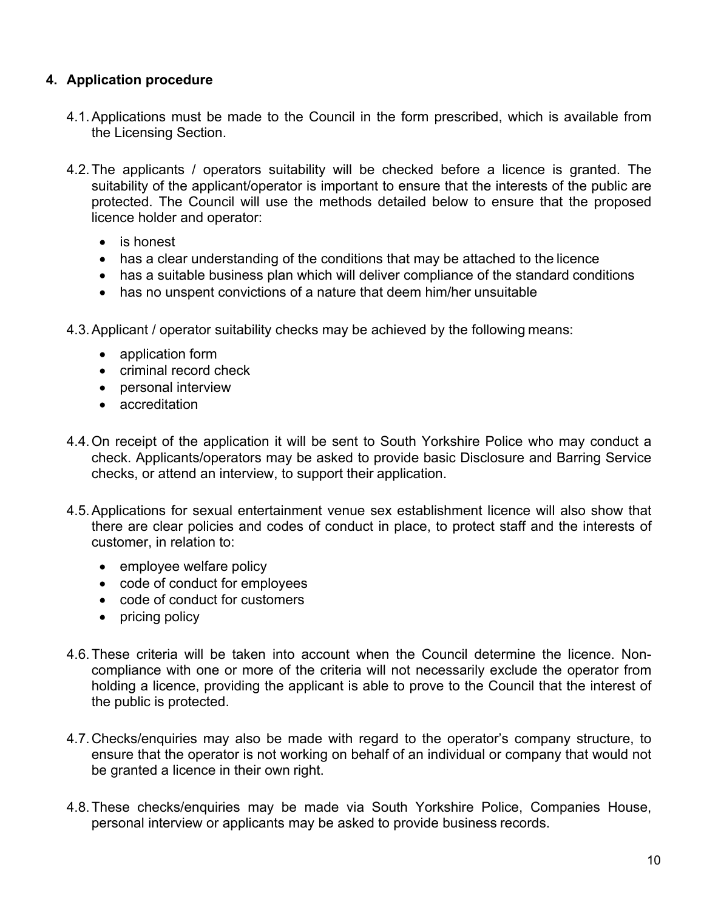## 4. Application procedure

4.1. Applications must be made to the Council in the form prescribed, which is available from the Licensing Section.

4.2. The applicants / operators suitability will be checked before a licence is granted. The suitability of the applicant/operator is important to ensure that the interests of the public are protected. The Council will use the methods detailed below to ensure that the proposed licence holder and operator:

- is honest
- has a clear understanding of the conditions that may be attached to the licence
- has a suitable business plan which will deliver compliance of the standard conditions
- has no unspent convictions of a nature that deem him/her unsuitable

4.3. Applicant / operator suitability checks may be achieved by the following means:

- application form
- criminal record check
- personal interview
- accreditation

4.4. On receipt of the application it will be sent to South Yorkshire Police who may conduct a check. Applicants/operators may be asked to provide basic Disclosure and Barring Service checks, or attend an interview, to support their application.

4.5. Applications for sexual entertainment venue sex establishment licence will also show that there are clear policies and codes of conduct in place, to protect staff and the interests of customer, in relation to:

- employee welfare policy
- code of conduct for employees
- code of conduct for customers
- pricing policy

4.6. These criteria will be taken into account when the Council determine the licence. Non-compliance with one or more of the criteria will not necessarily exclude the operator from holding a licence, providing the applicant is able to prove to the Council that the interest of the public is protected.

4.7. Checks/enquiries may also be made with regard to the operator's company structure, to ensure that the operator is not working on behalf of an individual or company that would not be granted a licence in their own right.

4.8. These checks/enquiries may be made via South Yorkshire Police, Companies House, personal interview or applicants may be asked to provide business records.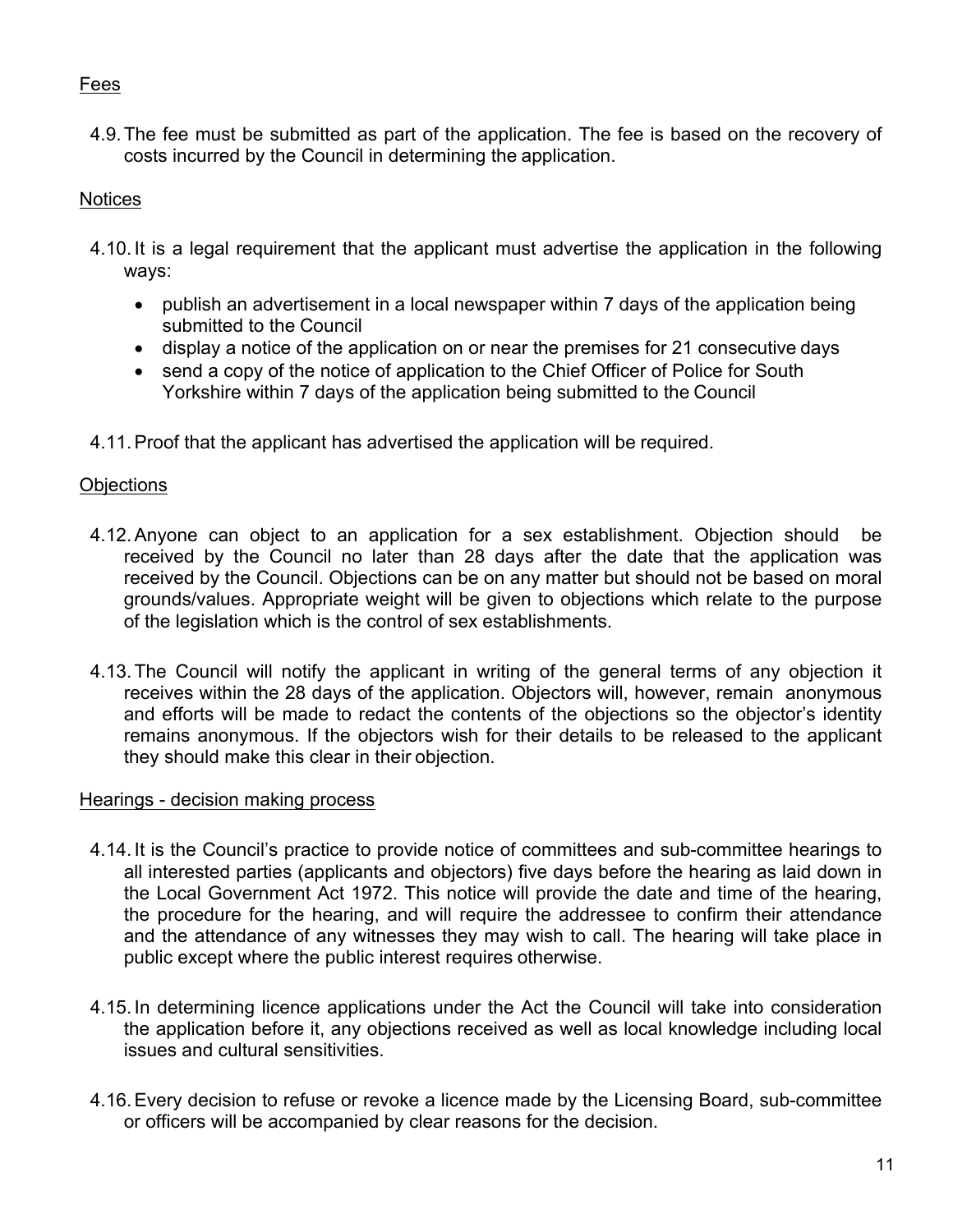## Fees

4.9. The fee must be submitted as part of the application. The fee is based on the recovery of costs incurred by the Council in determining the application.

## Notices

4.10. It is a legal requirement that the applicant must advertise the application in the following ways:

- publish an advertisement in a local newspaper within 7 days of the application being submitted to the Council
- display a notice of the application on or near the premises for 21 consecutive days
- send a copy of the notice of application to the Chief Officer of Police for South Yorkshire within 7 days of the application being submitted to the Council

4.11. Proof that the applicant has advertised the application will be required.

## Objections

4.12. Anyone can object to an application for a sex establishment. Objection should be received by the Council no later than 28 days after the date that the application was received by the Council. Objections can be on any matter but should not be based on moral grounds/values. Appropriate weight will be given to objections which relate to the purpose of the legislation which is the control of sex establishments.

4.13. The Council will notify the applicant in writing of the general terms of any objection it receives within the 28 days of the application. Objectors will, however, remain anonymous and efforts will be made to redact the contents of the objections so the objector's identity remains anonymous. If the objectors wish for their details to be released to the applicant they should make this clear in their objection.

## Hearings - decision making process

4.14. It is the Council's practice to provide notice of committees and sub-committee hearings to all interested parties (applicants and objectors) five days before the hearing as laid down in the Local Government Act 1972. This notice will provide the date and time of the hearing, the procedure for the hearing, and will require the addressee to confirm their attendance and the attendance of any witnesses they may wish to call. The hearing will take place in public except where the public interest requires otherwise.

4.15. In determining licence applications under the Act the Council will take into consideration the application before it, any objections received as well as local knowledge including local issues and cultural sensitivities.

4.16. Every decision to refuse or revoke a licence made by the Licensing Board, sub-committee or officers will be accompanied by clear reasons for the decision.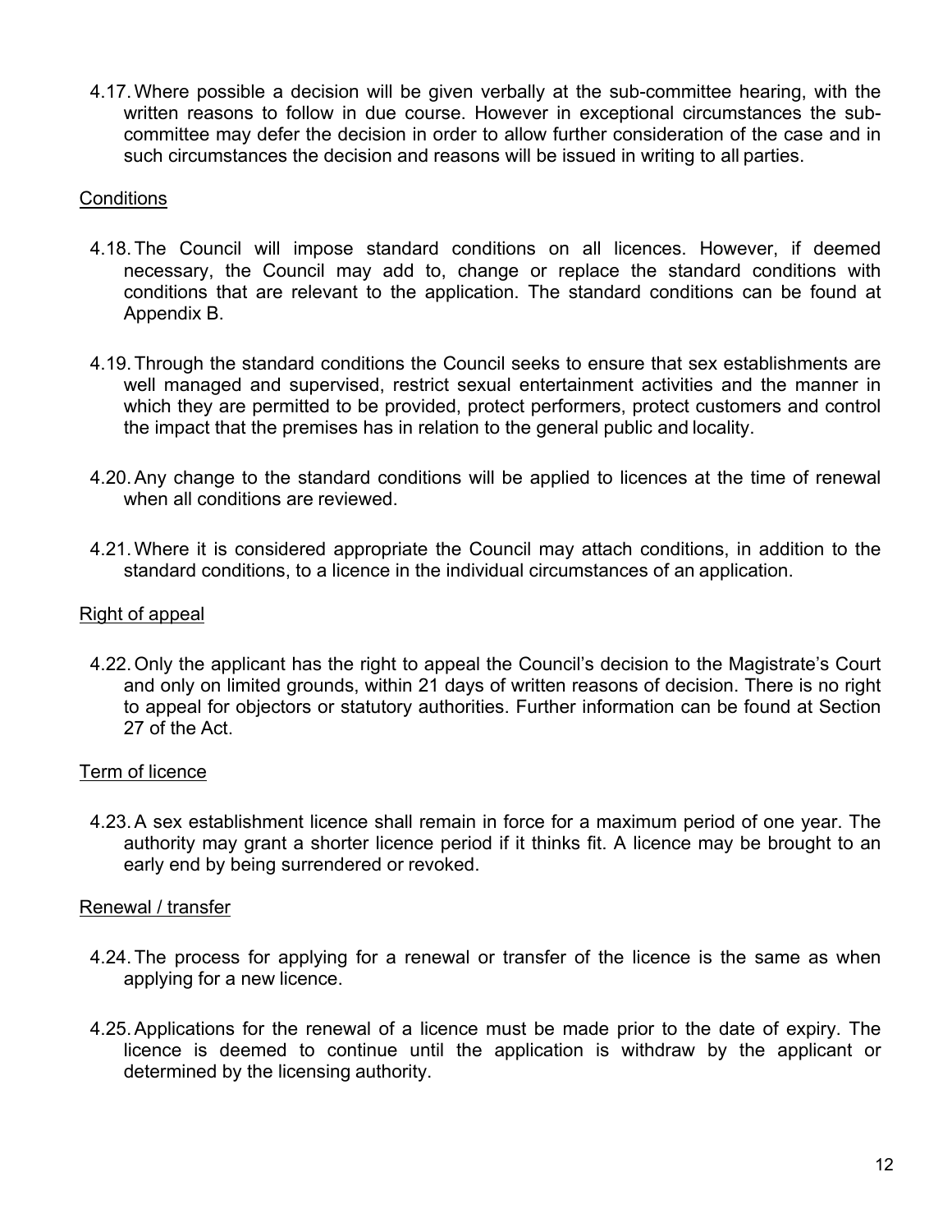4.17. Where possible a decision will be given verbally at the sub-committee hearing, with the written reasons to follow in due course. However in exceptional circumstances the sub-committee may defer the decision in order to allow further consideration of the case and in such circumstances the decision and reasons will be issued in writing to all parties.

<u>Conditions</u>

4.18. The Council will impose standard conditions on all licences. However, if deemed necessary, the Council may add to, change or replace the standard conditions with conditions that are relevant to the application. The standard conditions can be found at Appendix B.

4.19. Through the standard conditions the Council seeks to ensure that sex establishments are well managed and supervised, restrict sexual entertainment activities and the manner in which they are permitted to be provided, protect performers, protect customers and control the impact that the premises has in relation to the general public and locality.

4.20. Any change to the standard conditions will be applied to licences at the time of renewal when all conditions are reviewed.

4.21. Where it is considered appropriate the Council may attach conditions, in addition to the standard conditions, to a licence in the individual circumstances of an application.

<u>Right of appeal</u>

4.22. Only the applicant has the right to appeal the Council's decision to the Magistrate's Court and only on limited grounds, within 21 days of written reasons of decision. There is no right to appeal for objectors or statutory authorities. Further information can be found at Section 27 of the Act.

<u>Term of licence</u>

4.23. A sex establishment licence shall remain in force for a maximum period of one year. The authority may grant a shorter licence period if it thinks fit. A licence may be brought to an early end by being surrendered or revoked.

<u>Renewal / transfer</u>

4.24. The process for applying for a renewal or transfer of the licence is the same as when applying for a new licence.

4.25. Applications for the renewal of a licence must be made prior to the date of expiry. The licence is deemed to continue until the application is withdraw by the applicant or determined by the licensing authority.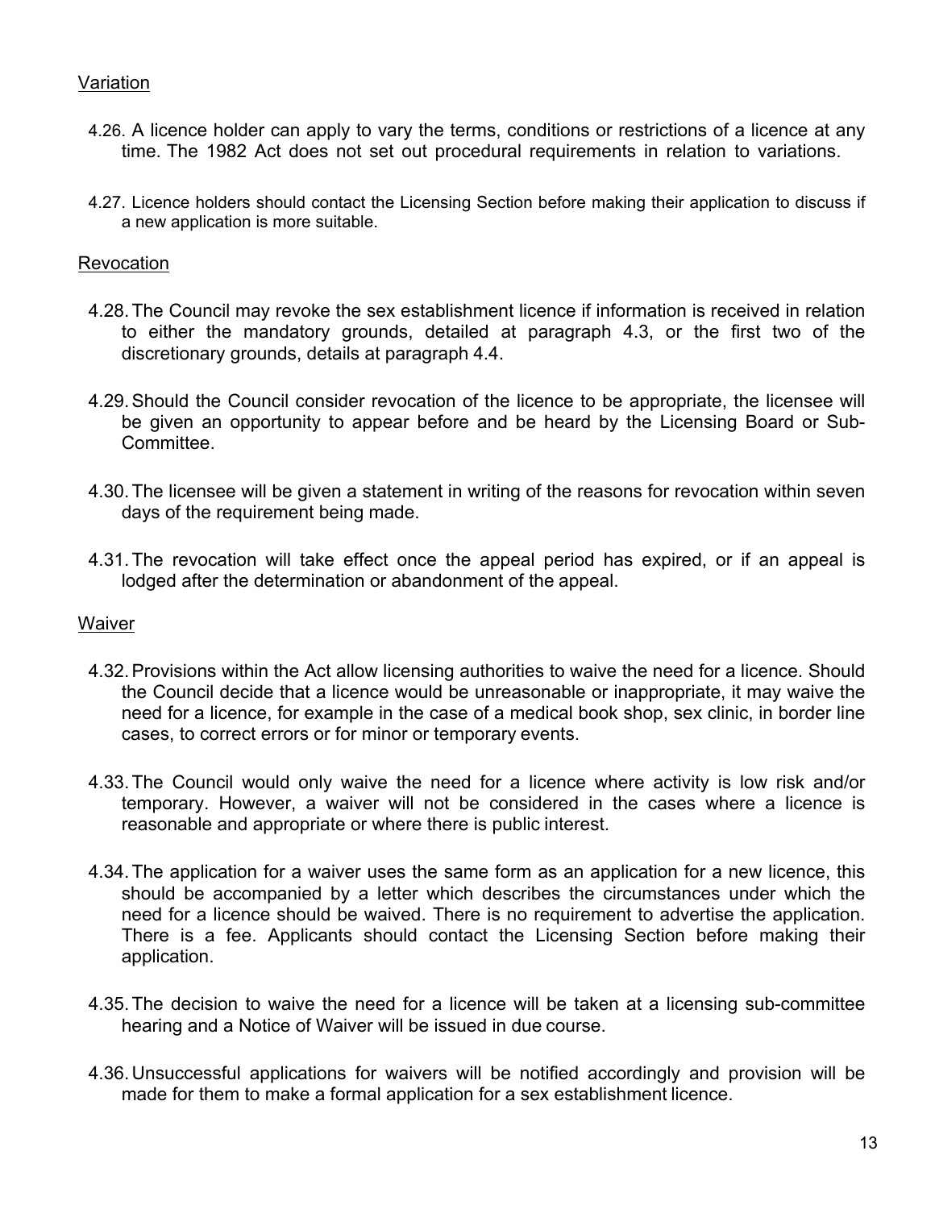## Variation

4.26. A licence holder can apply to vary the terms, conditions or restrictions of a licence at any time. The 1982 Act does not set out procedural requirements in relation to variations.

4.27. Licence holders should contact the Licensing Section before making their application to discuss if a new application is more suitable.

## Revocation

4.28. The Council may revoke the sex establishment licence if information is received in relation to either the mandatory grounds, detailed at paragraph 4.3, or the first two of the discretionary grounds, details at paragraph 4.4.

4.29. Should the Council consider revocation of the licence to be appropriate, the licensee will be given an opportunity to appear before and be heard by the Licensing Board or Sub-Committee.

4.30. The licensee will be given a statement in writing of the reasons for revocation within seven days of the requirement being made.

4.31. The revocation will take effect once the appeal period has expired, or if an appeal is lodged after the determination or abandonment of the appeal.

## Waiver

4.32. Provisions within the Act allow licensing authorities to waive the need for a licence. Should the Council decide that a licence would be unreasonable or inappropriate, it may waive the need for a licence, for example in the case of a medical book shop, sex clinic, in border line cases, to correct errors or for minor or temporary events.

4.33. The Council would only waive the need for a licence where activity is low risk and/or temporary. However, a waiver will not be considered in the cases where a licence is reasonable and appropriate or where there is public interest.

4.34. The application for a waiver uses the same form as an application for a new licence, this should be accompanied by a letter which describes the circumstances under which the need for a licence should be waived. There is no requirement to advertise the application. There is a fee. Applicants should contact the Licensing Section before making their application.

4.35. The decision to waive the need for a licence will be taken at a licensing sub-committee hearing and a Notice of Waiver will be issued in due course.

4.36. Unsuccessful applications for waivers will be notified accordingly and provision will be made for them to make a formal application for a sex establishment licence.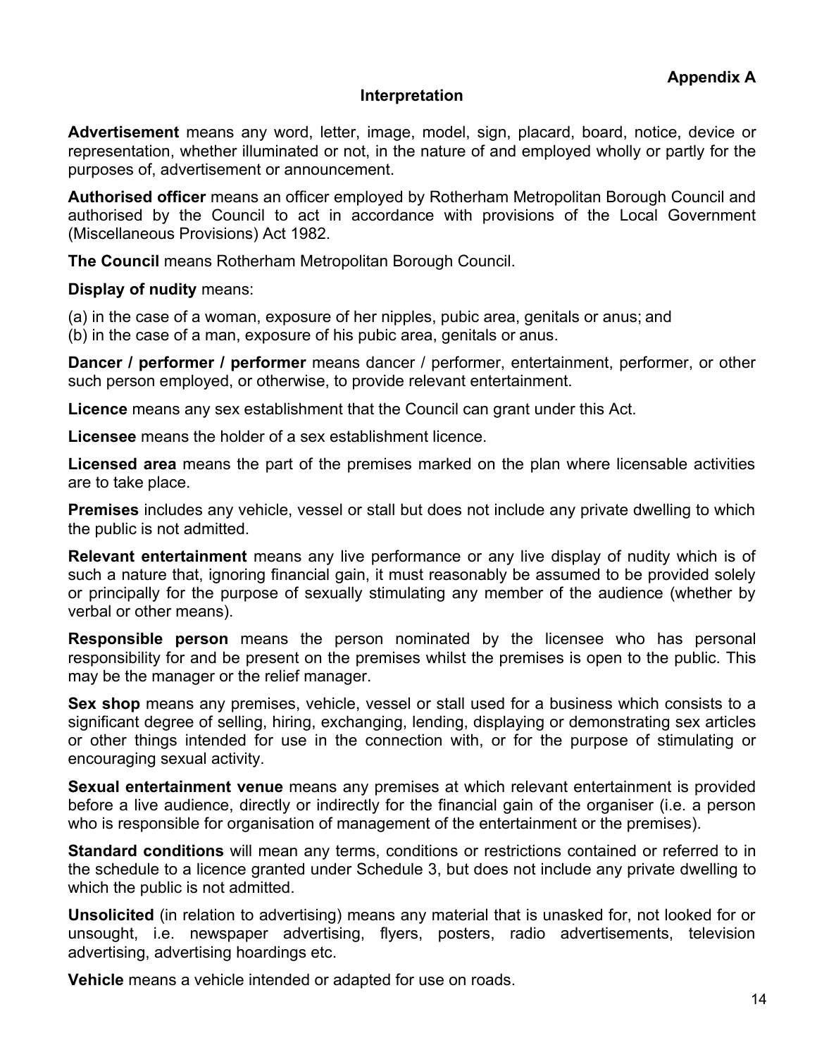**Appendix A**

## Interpretation

**Advertisement** means any word, letter, image, model, sign, placard, board, notice, device or representation, whether illuminated or not, in the nature of and employed wholly or partly for the purposes of, advertisement or announcement.

**Authorised officer** means an officer employed by Rotherham Metropolitan Borough Council and authorised by the Council to act in accordance with provisions of the Local Government (Miscellaneous Provisions) Act 1982.

**The Council** means Rotherham Metropolitan Borough Council.

**Display of nudity** means:

(a) in the case of a woman, exposure of her nipples, pubic area, genitals or anus; and
(b) in the case of a man, exposure of his pubic area, genitals or anus.

**Dancer / performer / performer** means dancer / performer, entertainment, performer, or other such person employed, or otherwise, to provide relevant entertainment.

**Licence** means any sex establishment that the Council can grant under this Act.

**Licensee** means the holder of a sex establishment licence.

**Licensed area** means the part of the premises marked on the plan where licensable activities are to take place.

**Premises** includes any vehicle, vessel or stall but does not include any private dwelling to which the public is not admitted.

**Relevant entertainment** means any live performance or any live display of nudity which is of such a nature that, ignoring financial gain, it must reasonably be assumed to be provided solely or principally for the purpose of sexually stimulating any member of the audience (whether by verbal or other means).

**Responsible person** means the person nominated by the licensee who has personal responsibility for and be present on the premises whilst the premises is open to the public. This may be the manager or the relief manager.

**Sex shop** means any premises, vehicle, vessel or stall used for a business which consists to a significant degree of selling, hiring, exchanging, lending, displaying or demonstrating sex articles or other things intended for use in the connection with, or for the purpose of stimulating or encouraging sexual activity.

**Sexual entertainment venue** means any premises at which relevant entertainment is provided before a live audience, directly or indirectly for the financial gain of the organiser (i.e. a person who is responsible for organisation of management of the entertainment or the premises).

**Standard conditions** will mean any terms, conditions or restrictions contained or referred to in the schedule to a licence granted under Schedule 3, but does not include any private dwelling to which the public is not admitted.

**Unsolicited** (in relation to advertising) means any material that is unasked for, not looked for or unsought, i.e. newspaper advertising, flyers, posters, radio advertisements, television advertising, advertising hoardings etc.

**Vehicle** means a vehicle intended or adapted for use on roads.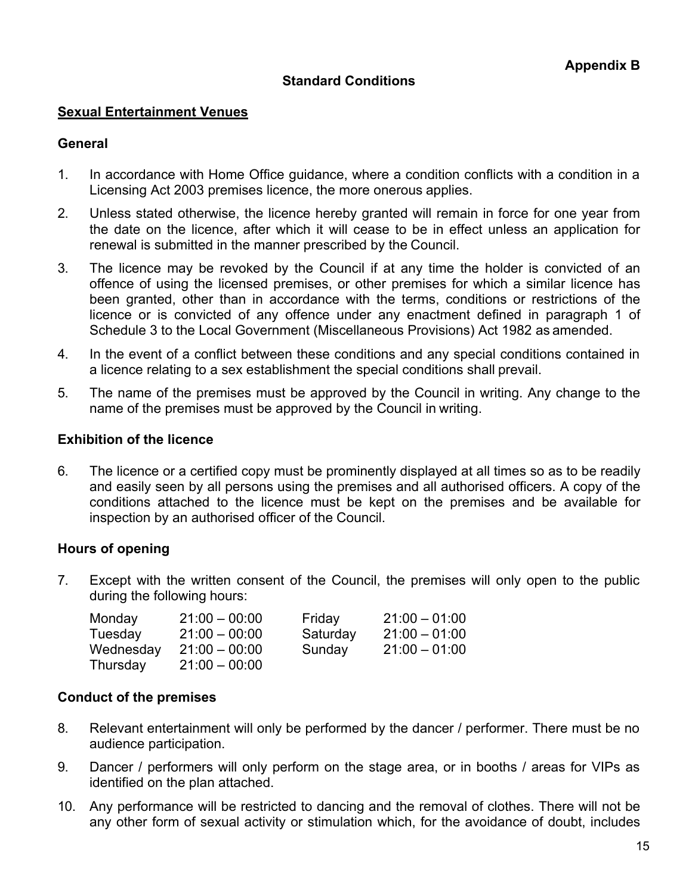**Appendix B**

## Standard Conditions

### Sexual Entertainment Venues

**General**

1. In accordance with Home Office guidance, where a condition conflicts with a condition in a Licensing Act 2003 premises licence, the more onerous applies.

2. Unless stated otherwise, the licence hereby granted will remain in force for one year from the date on the licence, after which it will cease to be in effect unless an application for renewal is submitted in the manner prescribed by the Council.

3. The licence may be revoked by the Council if at any time the holder is convicted of an offence of using the licensed premises, or other premises for which a similar licence has been granted, other than in accordance with the terms, conditions or restrictions of the licence or is convicted of any offence under any enactment defined in paragraph 1 of Schedule 3 to the Local Government (Miscellaneous Provisions) Act 1982 as amended.

4. In the event of a conflict between these conditions and any special conditions contained in a licence relating to a sex establishment the special conditions shall prevail.

5. The name of the premises must be approved by the Council in writing. Any change to the name of the premises must be approved by the Council in writing.

**Exhibition of the licence**

6. The licence or a certified copy must be prominently displayed at all times so as to be readily and easily seen by all persons using the premises and all authorised officers. A copy of the conditions attached to the licence must be kept on the premises and be available for inspection by an authorised officer of the Council.

**Hours of opening**

7. Except with the written consent of the Council, the premises will only open to the public during the following hours:

| | | | |
|---|---|---|---|
| Monday | 21:00 – 00:00 | Friday | 21:00 – 01:00 |
| Tuesday | 21:00 – 00:00 | Saturday | 21:00 – 01:00 |
| Wednesday | 21:00 – 00:00 | Sunday | 21:00 – 01:00 |
| Thursday | 21:00 – 00:00 | | |

**Conduct of the premises**

8. Relevant entertainment will only be performed by the dancer / performer. There must be no audience participation.

9. Dancer / performers will only perform on the stage area, or in booths / areas for VIPs as identified on the plan attached.

10. Any performance will be restricted to dancing and the removal of clothes. There will not be any other form of sexual activity or stimulation which, for the avoidance of doubt, includes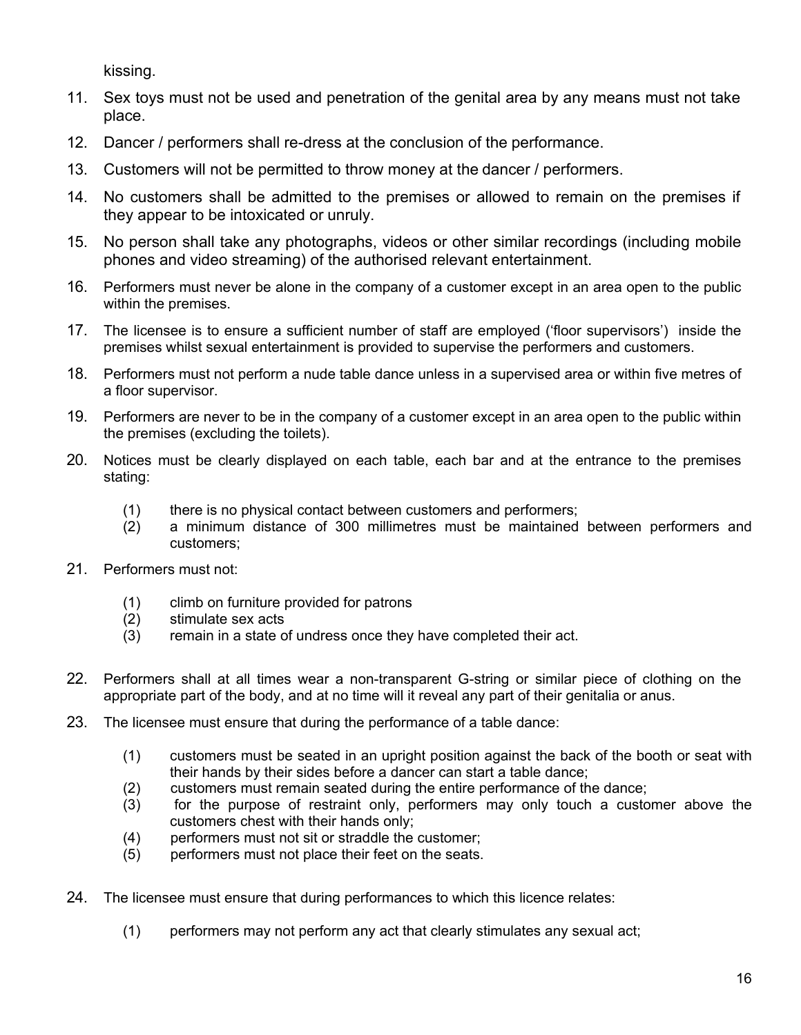kissing.

11. Sex toys must not be used and penetration of the genital area by any means must not take place.

12. Dancer / performers shall re-dress at the conclusion of the performance.

13. Customers will not be permitted to throw money at the dancer / performers.

14. No customers shall be admitted to the premises or allowed to remain on the premises if they appear to be intoxicated or unruly.

15. No person shall take any photographs, videos or other similar recordings (including mobile phones and video streaming) of the authorised relevant entertainment.

16. Performers must never be alone in the company of a customer except in an area open to the public within the premises.

17. The licensee is to ensure a sufficient number of staff are employed ('floor supervisors') inside the premises whilst sexual entertainment is provided to supervise the performers and customers.

18. Performers must not perform a nude table dance unless in a supervised area or within five metres of a floor supervisor.

19. Performers are never to be in the company of a customer except in an area open to the public within the premises (excluding the toilets).

20. Notices must be clearly displayed on each table, each bar and at the entrance to the premises stating:

    (1) there is no physical contact between customers and performers;
    (2) a minimum distance of 300 millimetres must be maintained between performers and customers;

21. Performers must not:

    (1) climb on furniture provided for patrons
    (2) stimulate sex acts
    (3) remain in a state of undress once they have completed their act.

22. Performers shall at all times wear a non-transparent G-string or similar piece of clothing on the appropriate part of the body, and at no time will it reveal any part of their genitalia or anus.

23. The licensee must ensure that during the performance of a table dance:

    (1) customers must be seated in an upright position against the back of the booth or seat with their hands by their sides before a dancer can start a table dance;
    (2) customers must remain seated during the entire performance of the dance;
    (3) for the purpose of restraint only, performers may only touch a customer above the customers chest with their hands only;
    (4) performers must not sit or straddle the customer;
    (5) performers must not place their feet on the seats.

24. The licensee must ensure that during performances to which this licence relates:

    (1) performers may not perform any act that clearly stimulates any sexual act;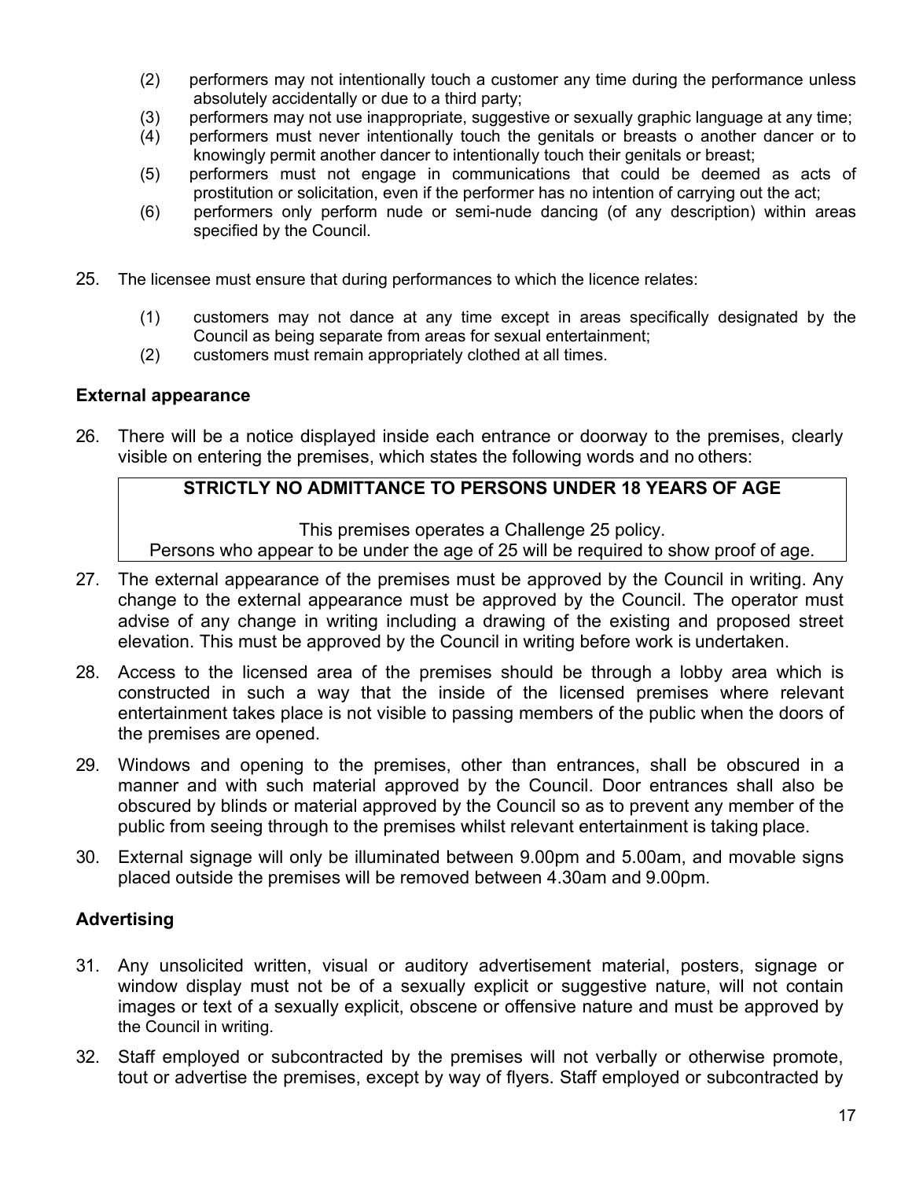(2) performers may not intentionally touch a customer any time during the performance unless absolutely accidentally or due to a third party;

(3) performers may not use inappropriate, suggestive or sexually graphic language at any time;

(4) performers must never intentionally touch the genitals or breasts o another dancer or to knowingly permit another dancer to intentionally touch their genitals or breast;

(5) performers must not engage in communications that could be deemed as acts of prostitution or solicitation, even if the performer has no intention of carrying out the act;

(6) performers only perform nude or semi-nude dancing (of any description) within areas specified by the Council.

25. The licensee must ensure that during performances to which the licence relates:

    (1) customers may not dance at any time except in areas specifically designated by the Council as being separate from areas for sexual entertainment;

    (2) customers must remain appropriately clothed at all times.

## External appearance

26. There will be a notice displayed inside each entrance or doorway to the premises, clearly visible on entering the premises, which states the following words and no others:

| **STRICTLY NO ADMITTANCE TO PERSONS UNDER 18 YEARS OF AGE**<br><br>This premises operates a Challenge 25 policy.<br>Persons who appear to be under the age of 25 will be required to show proof of age. |
|---|

27. The external appearance of the premises must be approved by the Council in writing. Any change to the external appearance must be approved by the Council. The operator must advise of any change in writing including a drawing of the existing and proposed street elevation. This must be approved by the Council in writing before work is undertaken.

28. Access to the licensed area of the premises should be through a lobby area which is constructed in such a way that the inside of the licensed premises where relevant entertainment takes place is not visible to passing members of the public when the doors of the premises are opened.

29. Windows and opening to the premises, other than entrances, shall be obscured in a manner and with such material approved by the Council. Door entrances shall also be obscured by blinds or material approved by the Council so as to prevent any member of the public from seeing through to the premises whilst relevant entertainment is taking place.

30. External signage will only be illuminated between 9.00pm and 5.00am, and movable signs placed outside the premises will be removed between 4.30am and 9.00pm.

## Advertising

31. Any unsolicited written, visual or auditory advertisement material, posters, signage or window display must not be of a sexually explicit or suggestive nature, will not contain images or text of a sexually explicit, obscene or offensive nature and must be approved by the Council in writing.

32. Staff employed or subcontracted by the premises will not verbally or otherwise promote, tout or advertise the premises, except by way of flyers. Staff employed or subcontracted by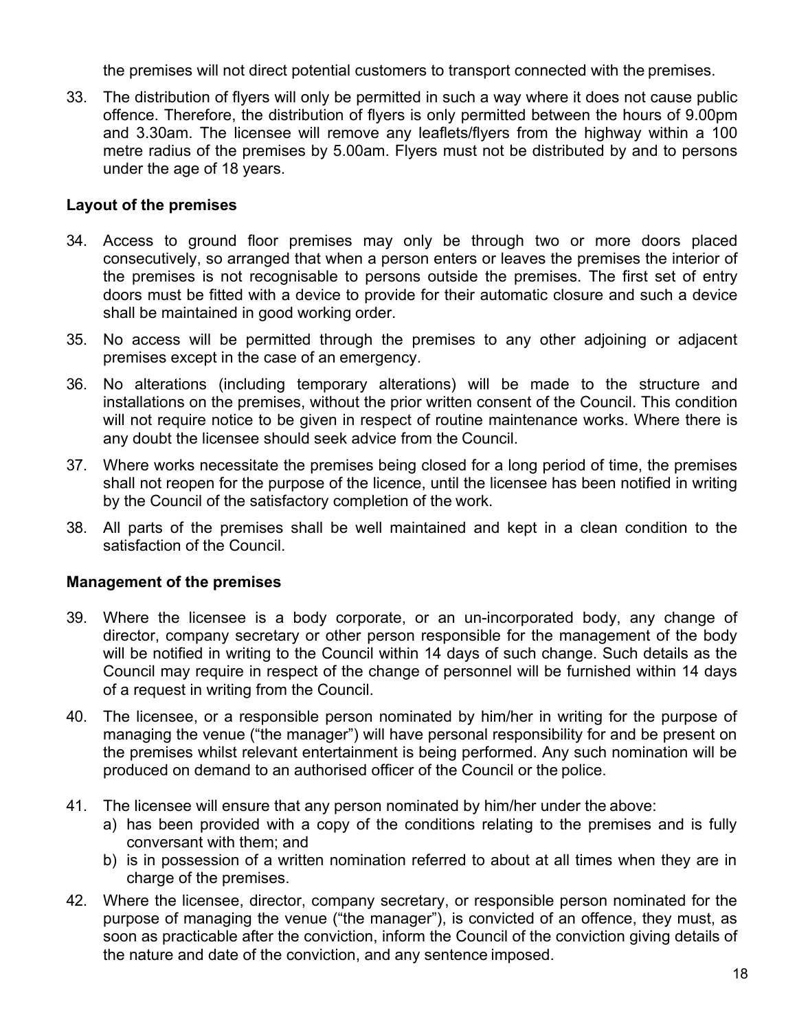the premises will not direct potential customers to transport connected with the premises.

33. The distribution of flyers will only be permitted in such a way where it does not cause public offence. Therefore, the distribution of flyers is only permitted between the hours of 9.00pm and 3.30am. The licensee will remove any leaflets/flyers from the highway within a 100 metre radius of the premises by 5.00am. Flyers must not be distributed by and to persons under the age of 18 years.

**Layout of the premises**

34. Access to ground floor premises may only be through two or more doors placed consecutively, so arranged that when a person enters or leaves the premises the interior of the premises is not recognisable to persons outside the premises. The first set of entry doors must be fitted with a device to provide for their automatic closure and such a device shall be maintained in good working order.

35. No access will be permitted through the premises to any other adjoining or adjacent premises except in the case of an emergency.

36. No alterations (including temporary alterations) will be made to the structure and installations on the premises, without the prior written consent of the Council. This condition will not require notice to be given in respect of routine maintenance works. Where there is any doubt the licensee should seek advice from the Council.

37. Where works necessitate the premises being closed for a long period of time, the premises shall not reopen for the purpose of the licence, until the licensee has been notified in writing by the Council of the satisfactory completion of the work.

38. All parts of the premises shall be well maintained and kept in a clean condition to the satisfaction of the Council.

**Management of the premises**

39. Where the licensee is a body corporate, or an un-incorporated body, any change of director, company secretary or other person responsible for the management of the body will be notified in writing to the Council within 14 days of such change. Such details as the Council may require in respect of the change of personnel will be furnished within 14 days of a request in writing from the Council.

40. The licensee, or a responsible person nominated by him/her in writing for the purpose of managing the venue ("the manager") will have personal responsibility for and be present on the premises whilst relevant entertainment is being performed. Any such nomination will be produced on demand to an authorised officer of the Council or the police.

41. The licensee will ensure that any person nominated by him/her under the above:
    a) has been provided with a copy of the conditions relating to the premises and is fully conversant with them; and
    b) is in possession of a written nomination referred to about at all times when they are in charge of the premises.

42. Where the licensee, director, company secretary, or responsible person nominated for the purpose of managing the venue ("the manager"), is convicted of an offence, they must, as soon as practicable after the conviction, inform the Council of the conviction giving details of the nature and date of the conviction, and any sentence imposed.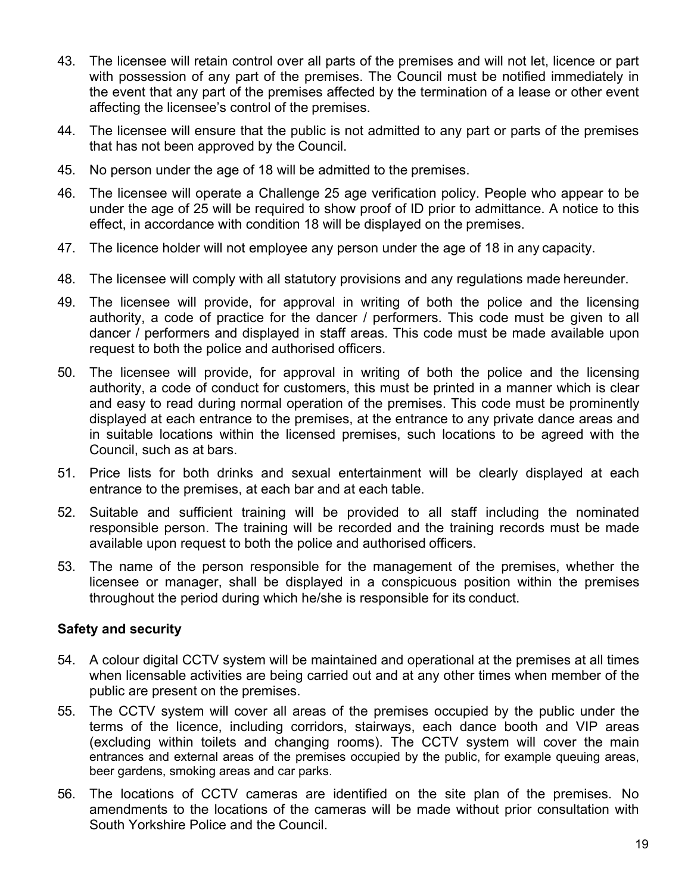43. The licensee will retain control over all parts of the premises and will not let, licence or part with possession of any part of the premises. The Council must be notified immediately in the event that any part of the premises affected by the termination of a lease or other event affecting the licensee's control of the premises.

44. The licensee will ensure that the public is not admitted to any part or parts of the premises that has not been approved by the Council.

45. No person under the age of 18 will be admitted to the premises.

46. The licensee will operate a Challenge 25 age verification policy. People who appear to be under the age of 25 will be required to show proof of ID prior to admittance. A notice to this effect, in accordance with condition 18 will be displayed on the premises.

47. The licence holder will not employee any person under the age of 18 in any capacity.

48. The licensee will comply with all statutory provisions and any regulations made hereunder.

49. The licensee will provide, for approval in writing of both the police and the licensing authority, a code of practice for the dancer / performers. This code must be given to all dancer / performers and displayed in staff areas. This code must be made available upon request to both the police and authorised officers.

50. The licensee will provide, for approval in writing of both the police and the licensing authority, a code of conduct for customers, this must be printed in a manner which is clear and easy to read during normal operation of the premises. This code must be prominently displayed at each entrance to the premises, at the entrance to any private dance areas and in suitable locations within the licensed premises, such locations to be agreed with the Council, such as at bars.

51. Price lists for both drinks and sexual entertainment will be clearly displayed at each entrance to the premises, at each bar and at each table.

52. Suitable and sufficient training will be provided to all staff including the nominated responsible person. The training will be recorded and the training records must be made available upon request to both the police and authorised officers.

53. The name of the person responsible for the management of the premises, whether the licensee or manager, shall be displayed in a conspicuous position within the premises throughout the period during which he/she is responsible for its conduct.

**Safety and security**

54. A colour digital CCTV system will be maintained and operational at the premises at all times when licensable activities are being carried out and at any other times when member of the public are present on the premises.

55. The CCTV system will cover all areas of the premises occupied by the public under the terms of the licence, including corridors, stairways, each dance booth and VIP areas (excluding within toilets and changing rooms). The CCTV system will cover the main entrances and external areas of the premises occupied by the public, for example queuing areas, beer gardens, smoking areas and car parks.

56. The locations of CCTV cameras are identified on the site plan of the premises. No amendments to the locations of the cameras will be made without prior consultation with South Yorkshire Police and the Council.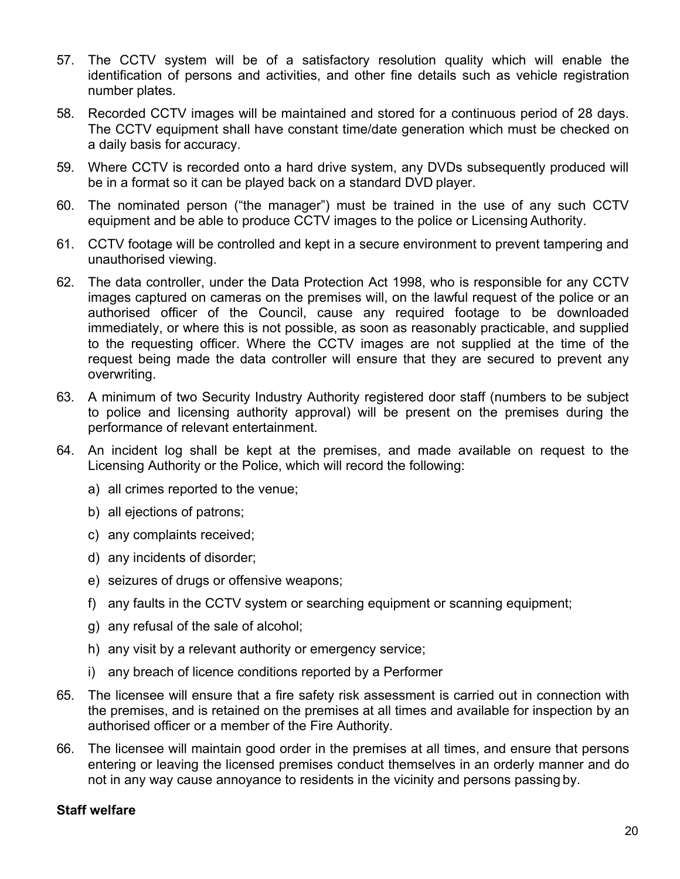57. The CCTV system will be of a satisfactory resolution quality which will enable the identification of persons and activities, and other fine details such as vehicle registration number plates.

58. Recorded CCTV images will be maintained and stored for a continuous period of 28 days. The CCTV equipment shall have constant time/date generation which must be checked on a daily basis for accuracy.

59. Where CCTV is recorded onto a hard drive system, any DVDs subsequently produced will be in a format so it can be played back on a standard DVD player.

60. The nominated person ("the manager") must be trained in the use of any such CCTV equipment and be able to produce CCTV images to the police or Licensing Authority.

61. CCTV footage will be controlled and kept in a secure environment to prevent tampering and unauthorised viewing.

62. The data controller, under the Data Protection Act 1998, who is responsible for any CCTV images captured on cameras on the premises will, on the lawful request of the police or an authorised officer of the Council, cause any required footage to be downloaded immediately, or where this is not possible, as soon as reasonably practicable, and supplied to the requesting officer. Where the CCTV images are not supplied at the time of the request being made the data controller will ensure that they are secured to prevent any overwriting.

63. A minimum of two Security Industry Authority registered door staff (numbers to be subject to police and licensing authority approval) will be present on the premises during the performance of relevant entertainment.

64. An incident log shall be kept at the premises, and made available on request to the Licensing Authority or the Police, which will record the following:

    a) all crimes reported to the venue;

    b) all ejections of patrons;

    c) any complaints received;

    d) any incidents of disorder;

    e) seizures of drugs or offensive weapons;

    f) any faults in the CCTV system or searching equipment or scanning equipment;

    g) any refusal of the sale of alcohol;

    h) any visit by a relevant authority or emergency service;

    i) any breach of licence conditions reported by a Performer

65. The licensee will ensure that a fire safety risk assessment is carried out in connection with the premises, and is retained on the premises at all times and available for inspection by an authorised officer or a member of the Fire Authority.

66. The licensee will maintain good order in the premises at all times, and ensure that persons entering or leaving the licensed premises conduct themselves in an orderly manner and do not in any way cause annoyance to residents in the vicinity and persons passing by.

**Staff welfare**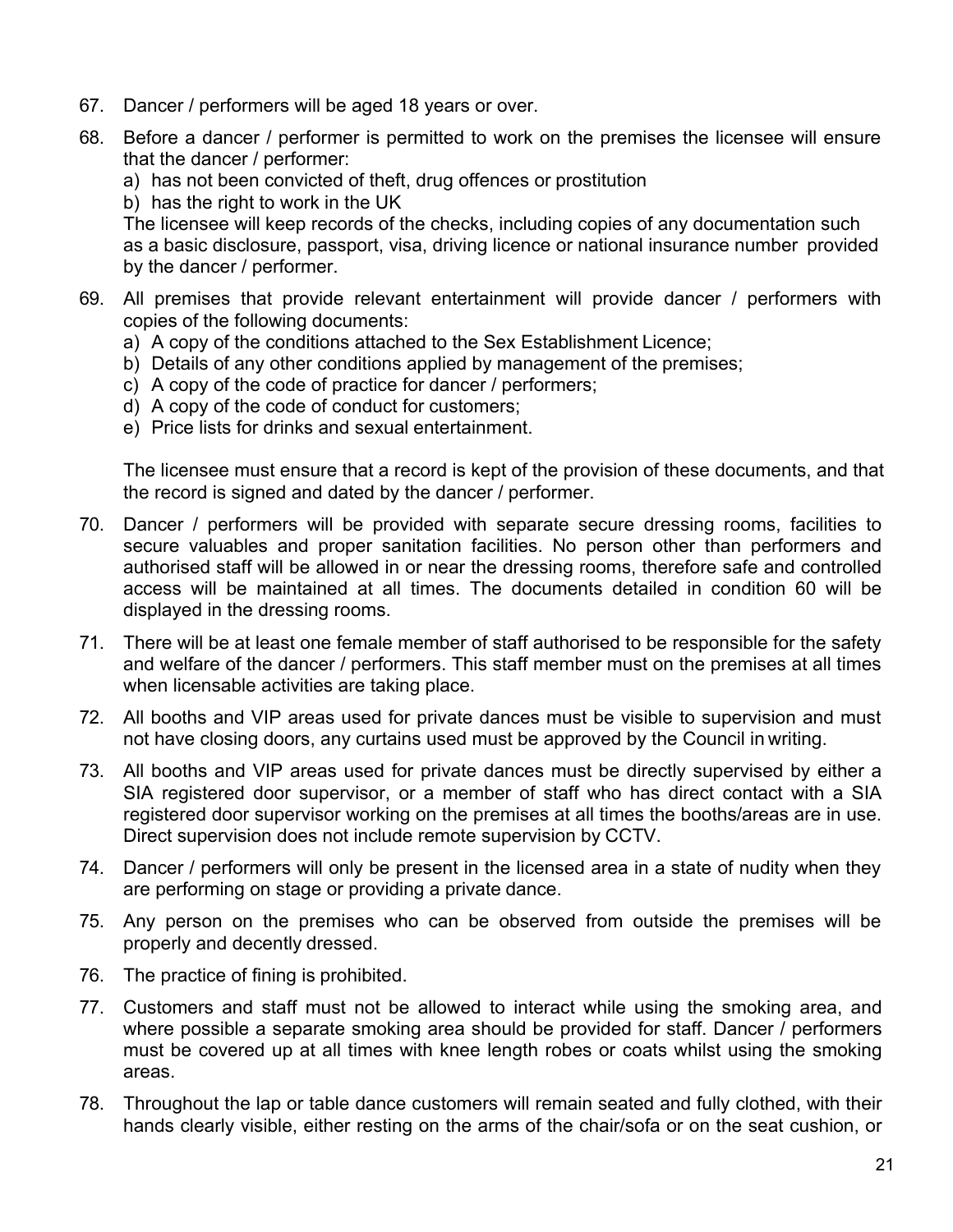67. Dancer / performers will be aged 18 years or over.

68. Before a dancer / performer is permitted to work on the premises the licensee will ensure that the dancer / performer:
    a) has not been convicted of theft, drug offences or prostitution
    b) has the right to work in the UK

    The licensee will keep records of the checks, including copies of any documentation such as a basic disclosure, passport, visa, driving licence or national insurance number provided by the dancer / performer.

69. All premises that provide relevant entertainment will provide dancer / performers with copies of the following documents:
    a) A copy of the conditions attached to the Sex Establishment Licence;
    b) Details of any other conditions applied by management of the premises;
    c) A copy of the code of practice for dancer / performers;
    d) A copy of the code of conduct for customers;
    e) Price lists for drinks and sexual entertainment.

    The licensee must ensure that a record is kept of the provision of these documents, and that the record is signed and dated by the dancer / performer.

70. Dancer / performers will be provided with separate secure dressing rooms, facilities to secure valuables and proper sanitation facilities. No person other than performers and authorised staff will be allowed in or near the dressing rooms, therefore safe and controlled access will be maintained at all times. The documents detailed in condition 60 will be displayed in the dressing rooms.

71. There will be at least one female member of staff authorised to be responsible for the safety and welfare of the dancer / performers. This staff member must on the premises at all times when licensable activities are taking place.

72. All booths and VIP areas used for private dances must be visible to supervision and must not have closing doors, any curtains used must be approved by the Council in writing.

73. All booths and VIP areas used for private dances must be directly supervised by either a SIA registered door supervisor, or a member of staff who has direct contact with a SIA registered door supervisor working on the premises at all times the booths/areas are in use. Direct supervision does not include remote supervision by CCTV.

74. Dancer / performers will only be present in the licensed area in a state of nudity when they are performing on stage or providing a private dance.

75. Any person on the premises who can be observed from outside the premises will be properly and decently dressed.

76. The practice of fining is prohibited.

77. Customers and staff must not be allowed to interact while using the smoking area, and where possible a separate smoking area should be provided for staff. Dancer / performers must be covered up at all times with knee length robes or coats whilst using the smoking areas.

78. Throughout the lap or table dance customers will remain seated and fully clothed, with their hands clearly visible, either resting on the arms of the chair/sofa or on the seat cushion, or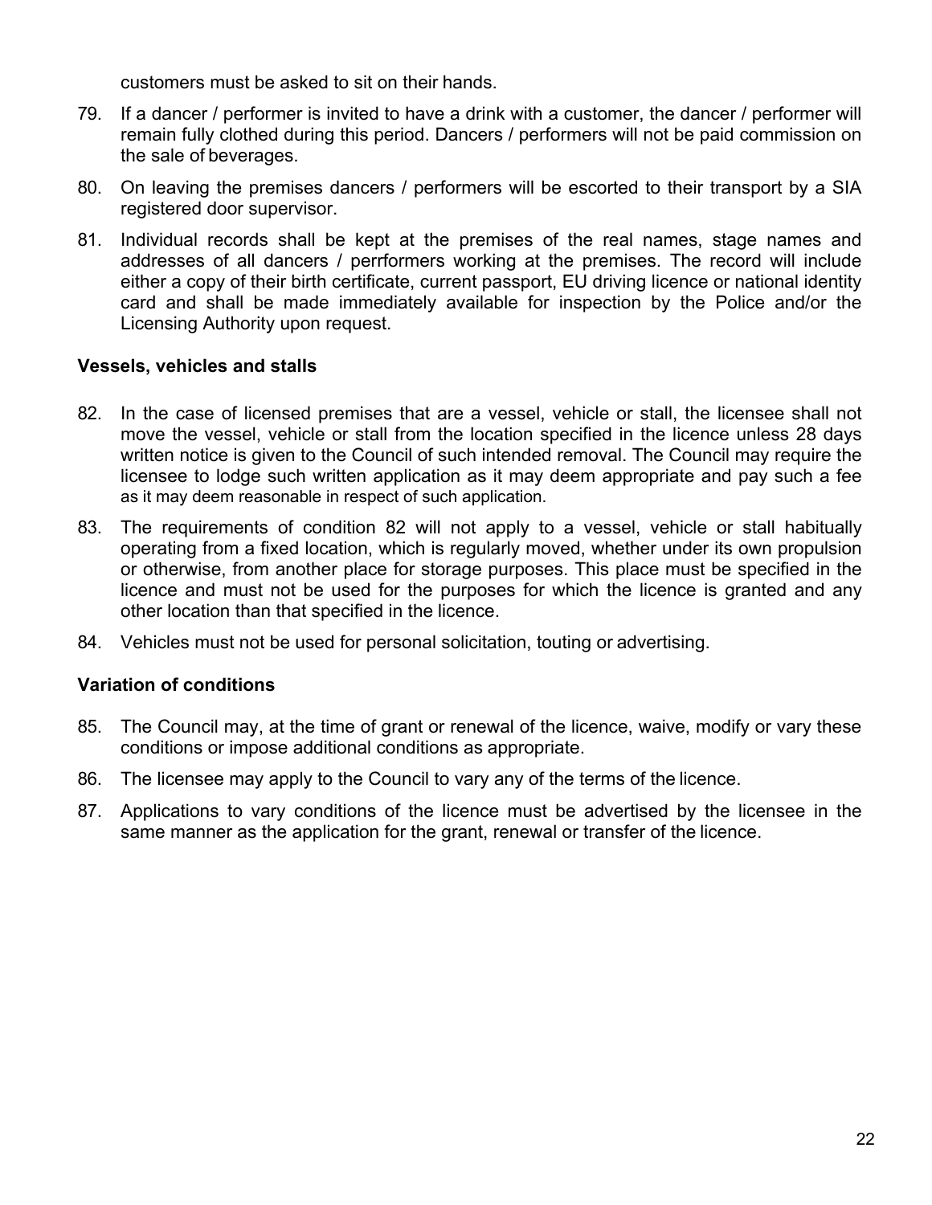customers must be asked to sit on their hands.

79. If a dancer / performer is invited to have a drink with a customer, the dancer / performer will remain fully clothed during this period. Dancers / performers will not be paid commission on the sale of beverages.

80. On leaving the premises dancers / performers will be escorted to their transport by a SIA registered door supervisor.

81. Individual records shall be kept at the premises of the real names, stage names and addresses of all dancers / perrformers working at the premises. The record will include either a copy of their birth certificate, current passport, EU driving licence or national identity card and shall be made immediately available for inspection by the Police and/or the Licensing Authority upon request.

**Vessels, vehicles and stalls**

82. In the case of licensed premises that are a vessel, vehicle or stall, the licensee shall not move the vessel, vehicle or stall from the location specified in the licence unless 28 days written notice is given to the Council of such intended removal. The Council may require the licensee to lodge such written application as it may deem appropriate and pay such a fee as it may deem reasonable in respect of such application.

83. The requirements of condition 82 will not apply to a vessel, vehicle or stall habitually operating from a fixed location, which is regularly moved, whether under its own propulsion or otherwise, from another place for storage purposes. This place must be specified in the licence and must not be used for the purposes for which the licence is granted and any other location than that specified in the licence.

84. Vehicles must not be used for personal solicitation, touting or advertising.

**Variation of conditions**

85. The Council may, at the time of grant or renewal of the licence, waive, modify or vary these conditions or impose additional conditions as appropriate.

86. The licensee may apply to the Council to vary any of the terms of the licence.

87. Applications to vary conditions of the licence must be advertised by the licensee in the same manner as the application for the grant, renewal or transfer of the licence.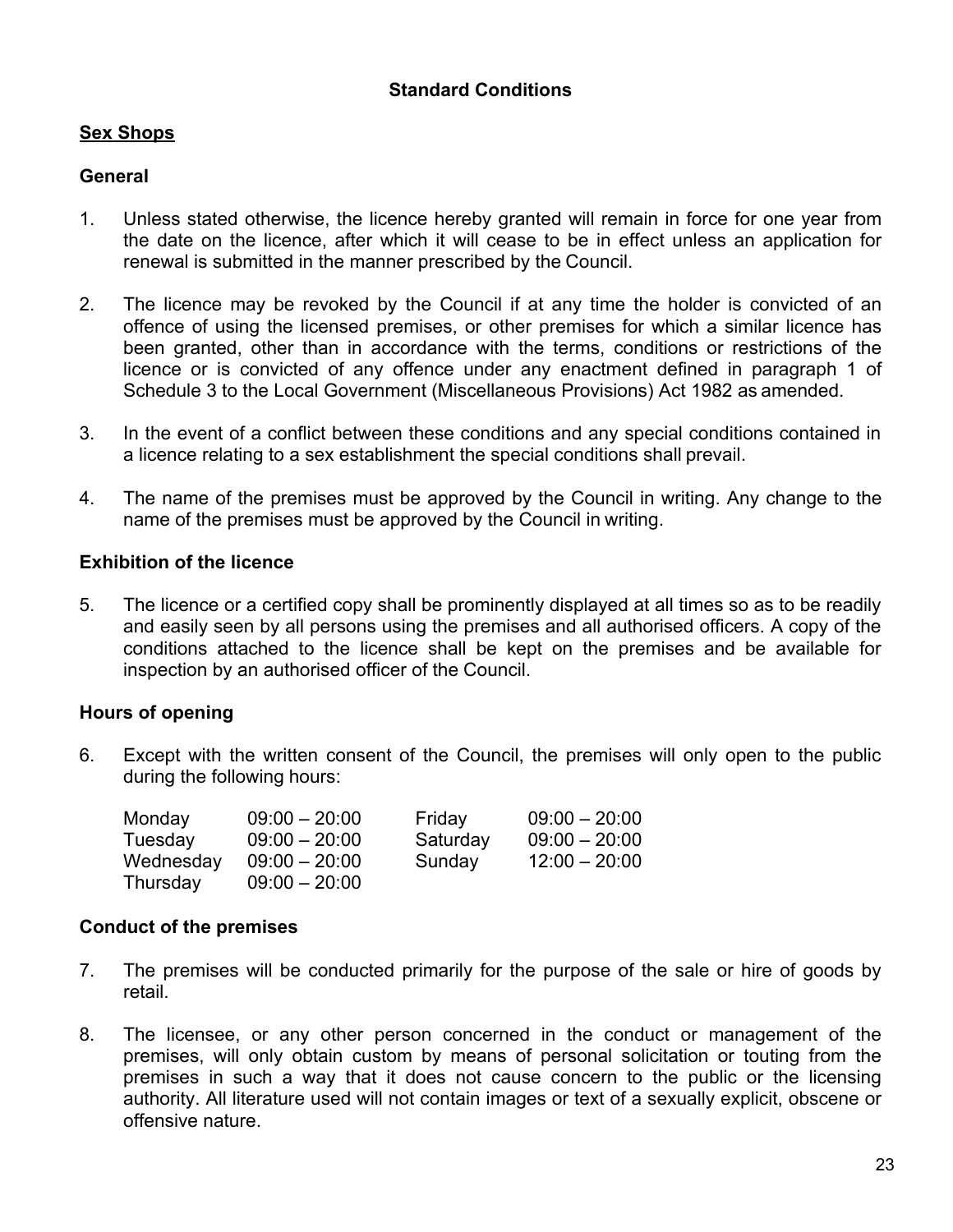**Standard Conditions**

## Sex Shops

### General

1. Unless stated otherwise, the licence hereby granted will remain in force for one year from the date on the licence, after which it will cease to be in effect unless an application for renewal is submitted in the manner prescribed by the Council.

2. The licence may be revoked by the Council if at any time the holder is convicted of an offence of using the licensed premises, or other premises for which a similar licence has been granted, other than in accordance with the terms, conditions or restrictions of the licence or is convicted of any offence under any enactment defined in paragraph 1 of Schedule 3 to the Local Government (Miscellaneous Provisions) Act 1982 as amended.

3. In the event of a conflict between these conditions and any special conditions contained in a licence relating to a sex establishment the special conditions shall prevail.

4. The name of the premises must be approved by the Council in writing. Any change to the name of the premises must be approved by the Council in writing.

### Exhibition of the licence

5. The licence or a certified copy shall be prominently displayed at all times so as to be readily and easily seen by all persons using the premises and all authorised officers. A copy of the conditions attached to the licence shall be kept on the premises and be available for inspection by an authorised officer of the Council.

### Hours of opening

6. Except with the written consent of the Council, the premises will only open to the public during the following hours:

| | | | |
|---|---|---|---|
| Monday | 09:00 – 20:00 | Friday | 09:00 – 20:00 |
| Tuesday | 09:00 – 20:00 | Saturday | 09:00 – 20:00 |
| Wednesday | 09:00 – 20:00 | Sunday | 12:00 – 20:00 |
| Thursday | 09:00 – 20:00 | | |

### Conduct of the premises

7. The premises will be conducted primarily for the purpose of the sale or hire of goods by retail.

8. The licensee, or any other person concerned in the conduct or management of the premises, will only obtain custom by means of personal solicitation or touting from the premises in such a way that it does not cause concern to the public or the licensing authority. All literature used will not contain images or text of a sexually explicit, obscene or offensive nature.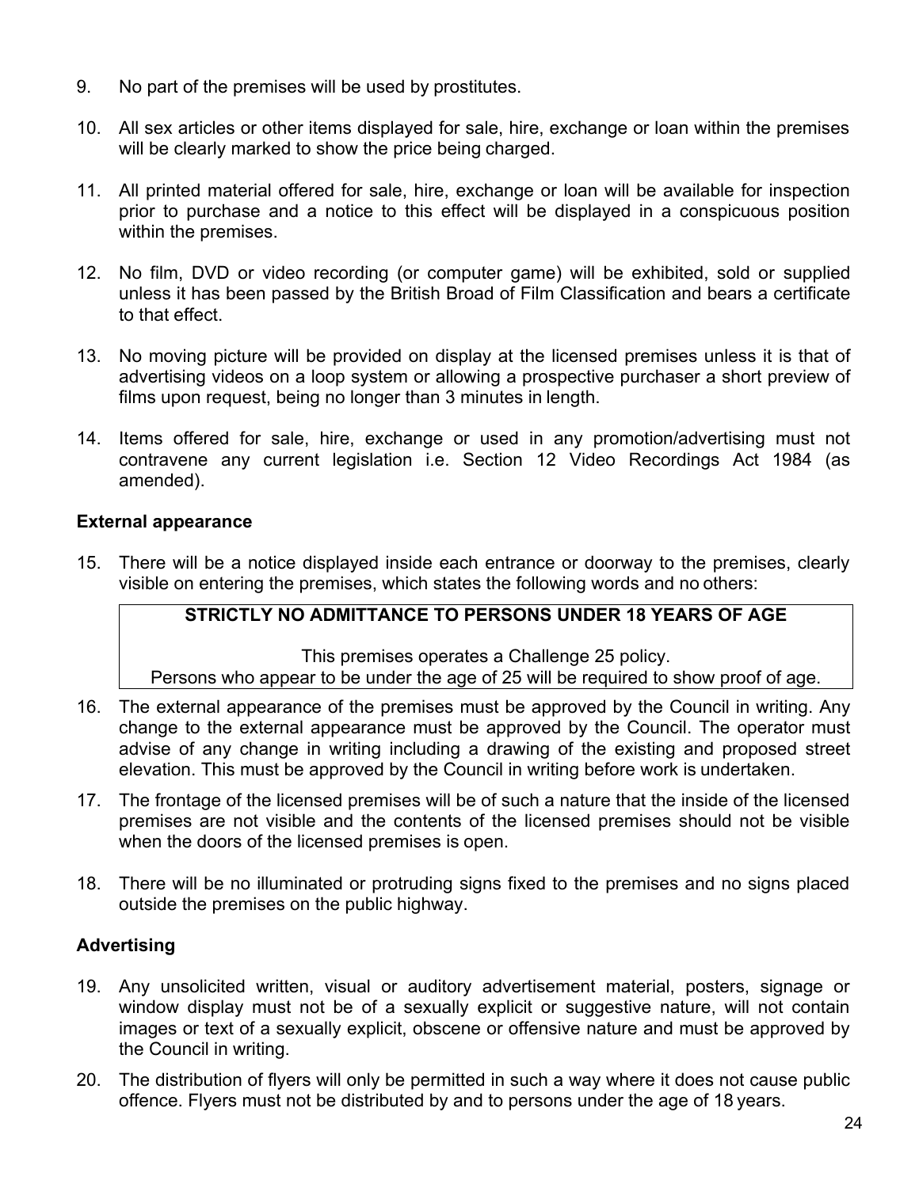9. No part of the premises will be used by prostitutes.

10. All sex articles or other items displayed for sale, hire, exchange or loan within the premises will be clearly marked to show the price being charged.

11. All printed material offered for sale, hire, exchange or loan will be available for inspection prior to purchase and a notice to this effect will be displayed in a conspicuous position within the premises.

12. No film, DVD or video recording (or computer game) will be exhibited, sold or supplied unless it has been passed by the British Broad of Film Classification and bears a certificate to that effect.

13. No moving picture will be provided on display at the licensed premises unless it is that of advertising videos on a loop system or allowing a prospective purchaser a short preview of films upon request, being no longer than 3 minutes in length.

14. Items offered for sale, hire, exchange or used in any promotion/advertising must not contravene any current legislation i.e. Section 12 Video Recordings Act 1984 (as amended).

**External appearance**

15. There will be a notice displayed inside each entrance or doorway to the premises, clearly visible on entering the premises, which states the following words and no others:

| **STRICTLY NO ADMITTANCE TO PERSONS UNDER 18 YEARS OF AGE** |
| --- |
| This premises operates a Challenge 25 policy.<br>Persons who appear to be under the age of 25 will be required to show proof of age. |

16. The external appearance of the premises must be approved by the Council in writing. Any change to the external appearance must be approved by the Council. The operator must advise of any change in writing including a drawing of the existing and proposed street elevation. This must be approved by the Council in writing before work is undertaken.

17. The frontage of the licensed premises will be of such a nature that the inside of the licensed premises are not visible and the contents of the licensed premises should not be visible when the doors of the licensed premises is open.

18. There will be no illuminated or protruding signs fixed to the premises and no signs placed outside the premises on the public highway.

**Advertising**

19. Any unsolicited written, visual or auditory advertisement material, posters, signage or window display must not be of a sexually explicit or suggestive nature, will not contain images or text of a sexually explicit, obscene or offensive nature and must be approved by the Council in writing.

20. The distribution of flyers will only be permitted in such a way where it does not cause public offence. Flyers must not be distributed by and to persons under the age of 18 years.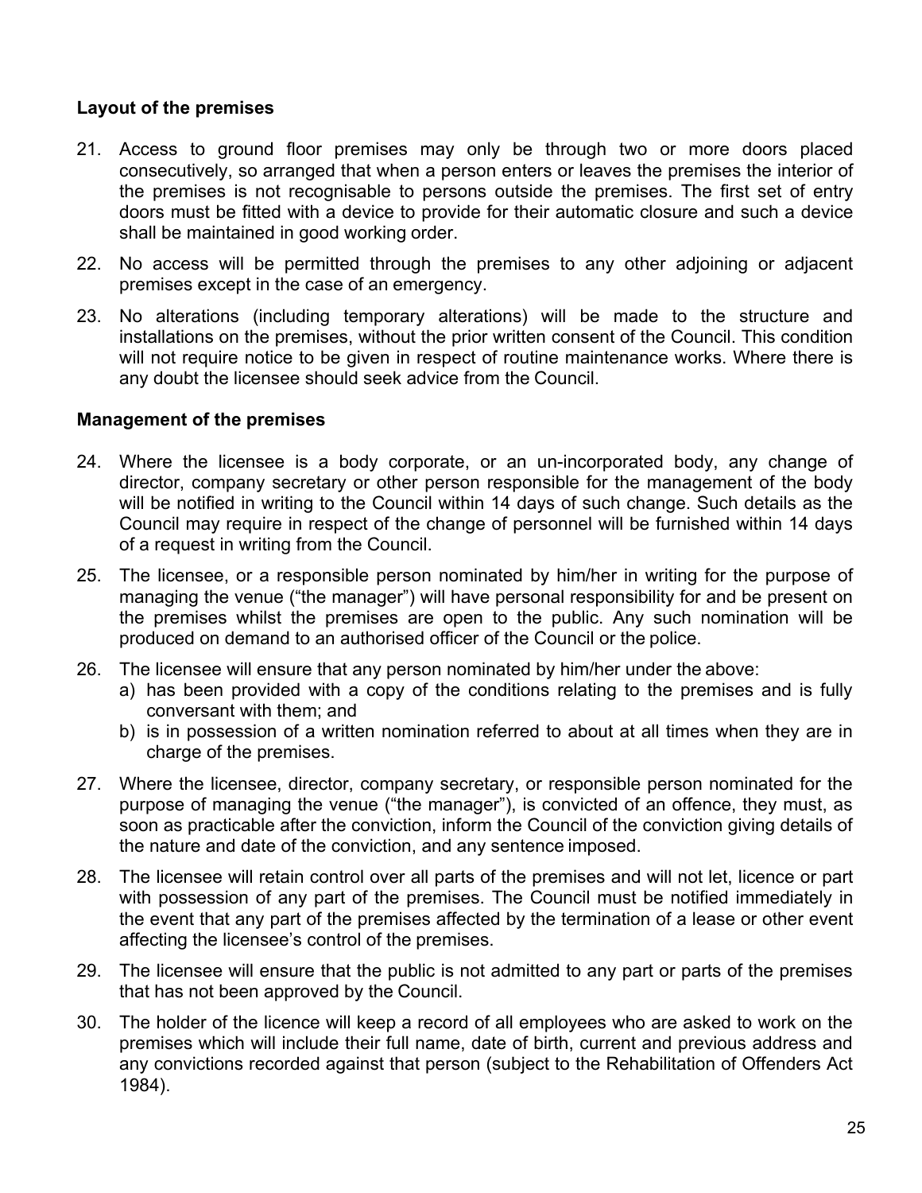**Layout of the premises**

21. Access to ground floor premises may only be through two or more doors placed consecutively, so arranged that when a person enters or leaves the premises the interior of the premises is not recognisable to persons outside the premises. The first set of entry doors must be fitted with a device to provide for their automatic closure and such a device shall be maintained in good working order.
22. No access will be permitted through the premises to any other adjoining or adjacent premises except in the case of an emergency.
23. No alterations (including temporary alterations) will be made to the structure and installations on the premises, without the prior written consent of the Council. This condition will not require notice to be given in respect of routine maintenance works. Where there is any doubt the licensee should seek advice from the Council.

**Management of the premises**

24. Where the licensee is a body corporate, or an un-incorporated body, any change of director, company secretary or other person responsible for the management of the body will be notified in writing to the Council within 14 days of such change. Such details as the Council may require in respect of the change of personnel will be furnished within 14 days of a request in writing from the Council.
25. The licensee, or a responsible person nominated by him/her in writing for the purpose of managing the venue ("the manager") will have personal responsibility for and be present on the premises whilst the premises are open to the public. Any such nomination will be produced on demand to an authorised officer of the Council or the police.
26. The licensee will ensure that any person nominated by him/her under the above:
    a) has been provided with a copy of the conditions relating to the premises and is fully conversant with them; and
    b) is in possession of a written nomination referred to about at all times when they are in charge of the premises.
27. Where the licensee, director, company secretary, or responsible person nominated for the purpose of managing the venue ("the manager"), is convicted of an offence, they must, as soon as practicable after the conviction, inform the Council of the conviction giving details of the nature and date of the conviction, and any sentence imposed.
28. The licensee will retain control over all parts of the premises and will not let, licence or part with possession of any part of the premises. The Council must be notified immediately in the event that any part of the premises affected by the termination of a lease or other event affecting the licensee's control of the premises.
29. The licensee will ensure that the public is not admitted to any part or parts of the premises that has not been approved by the Council.
30. The holder of the licence will keep a record of all employees who are asked to work on the premises which will include their full name, date of birth, current and previous address and any convictions recorded against that person (subject to the Rehabilitation of Offenders Act 1984).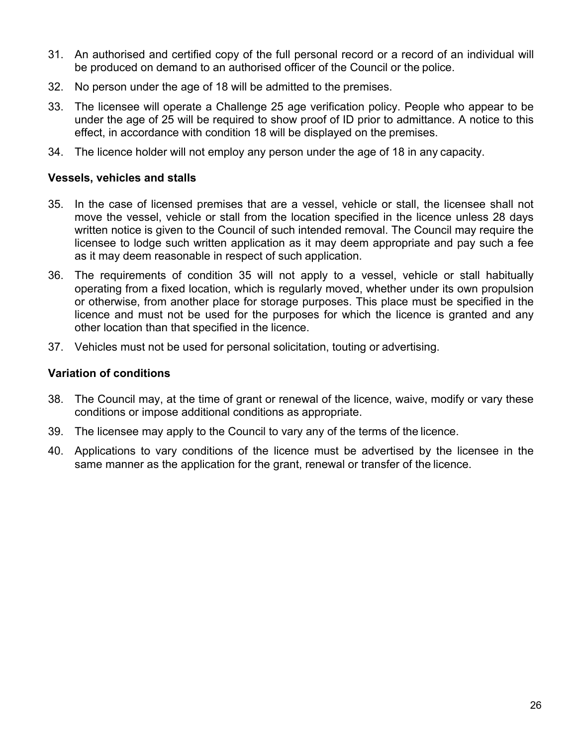31. An authorised and certified copy of the full personal record or a record of an individual will be produced on demand to an authorised officer of the Council or the police.
32. No person under the age of 18 will be admitted to the premises.
33. The licensee will operate a Challenge 25 age verification policy. People who appear to be under the age of 25 will be required to show proof of ID prior to admittance. A notice to this effect, in accordance with condition 18 will be displayed on the premises.
34. The licence holder will not employ any person under the age of 18 in any capacity.

**Vessels, vehicles and stalls**

35. In the case of licensed premises that are a vessel, vehicle or stall, the licensee shall not move the vessel, vehicle or stall from the location specified in the licence unless 28 days written notice is given to the Council of such intended removal. The Council may require the licensee to lodge such written application as it may deem appropriate and pay such a fee as it may deem reasonable in respect of such application.
36. The requirements of condition 35 will not apply to a vessel, vehicle or stall habitually operating from a fixed location, which is regularly moved, whether under its own propulsion or otherwise, from another place for storage purposes. This place must be specified in the licence and must not be used for the purposes for which the licence is granted and any other location than that specified in the licence.
37. Vehicles must not be used for personal solicitation, touting or advertising.

**Variation of conditions**

38. The Council may, at the time of grant or renewal of the licence, waive, modify or vary these conditions or impose additional conditions as appropriate.
39. The licensee may apply to the Council to vary any of the terms of the licence.
40. Applications to vary conditions of the licence must be advertised by the licensee in the same manner as the application for the grant, renewal or transfer of the licence.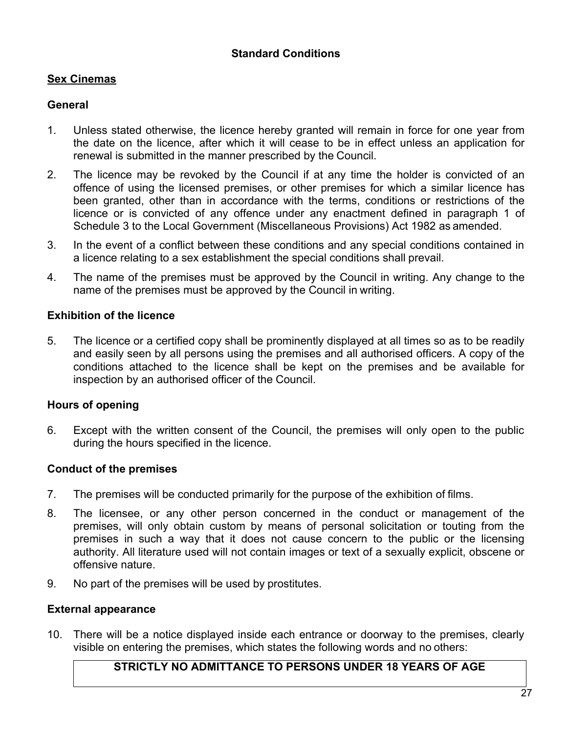## Standard Conditions

### Sex Cinemas

#### General

1. Unless stated otherwise, the licence hereby granted will remain in force for one year from the date on the licence, after which it will cease to be in effect unless an application for renewal is submitted in the manner prescribed by the Council.
2. The licence may be revoked by the Council if at any time the holder is convicted of an offence of using the licensed premises, or other premises for which a similar licence has been granted, other than in accordance with the terms, conditions or restrictions of the licence or is convicted of any offence under any enactment defined in paragraph 1 of Schedule 3 to the Local Government (Miscellaneous Provisions) Act 1982 as amended.
3. In the event of a conflict between these conditions and any special conditions contained in a licence relating to a sex establishment the special conditions shall prevail.
4. The name of the premises must be approved by the Council in writing. Any change to the name of the premises must be approved by the Council in writing.

#### Exhibition of the licence

5. The licence or a certified copy shall be prominently displayed at all times so as to be readily and easily seen by all persons using the premises and all authorised officers. A copy of the conditions attached to the licence shall be kept on the premises and be available for inspection by an authorised officer of the Council.

#### Hours of opening

6. Except with the written consent of the Council, the premises will only open to the public during the hours specified in the licence.

#### Conduct of the premises

7. The premises will be conducted primarily for the purpose of the exhibition of films.
8. The licensee, or any other person concerned in the conduct or management of the premises, will only obtain custom by means of personal solicitation or touting from the premises in such a way that it does not cause concern to the public or the licensing authority. All literature used will not contain images or text of a sexually explicit, obscene or offensive nature.
9. No part of the premises will be used by prostitutes.

#### External appearance

10. There will be a notice displayed inside each entrance or doorway to the premises, clearly visible on entering the premises, which states the following words and no others:

| STRICTLY NO ADMITTANCE TO PERSONS UNDER 18 YEARS OF AGE |
| --- |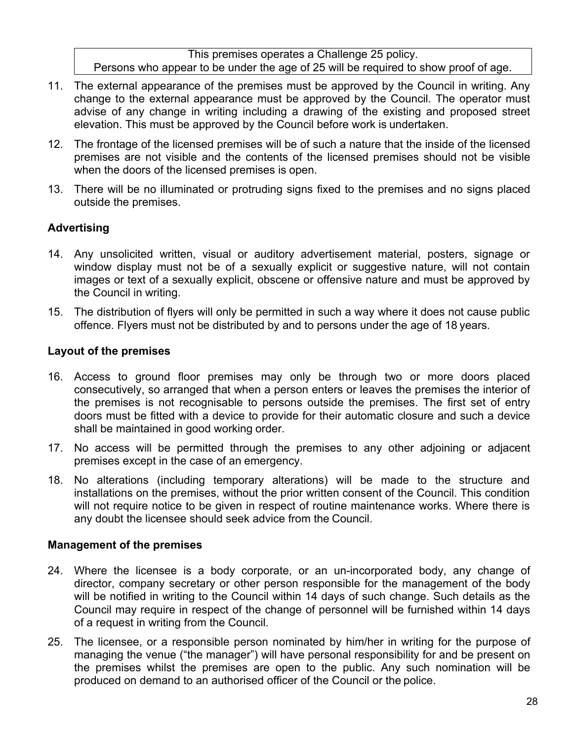| This premises operates a Challenge 25 policy. Persons who appear to be under the age of 25 will be required to show proof of age. |
|---|

11. The external appearance of the premises must be approved by the Council in writing. Any change to the external appearance must be approved by the Council. The operator must advise of any change in writing including a drawing of the existing and proposed street elevation. This must be approved by the Council before work is undertaken.

12. The frontage of the licensed premises will be of such a nature that the inside of the licensed premises are not visible and the contents of the licensed premises should not be visible when the doors of the licensed premises is open.

13. There will be no illuminated or protruding signs fixed to the premises and no signs placed outside the premises.

**Advertising**

14. Any unsolicited written, visual or auditory advertisement material, posters, signage or window display must not be of a sexually explicit or suggestive nature, will not contain images or text of a sexually explicit, obscene or offensive nature and must be approved by the Council in writing.

15. The distribution of flyers will only be permitted in such a way where it does not cause public offence. Flyers must not be distributed by and to persons under the age of 18 years.

**Layout of the premises**

16. Access to ground floor premises may only be through two or more doors placed consecutively, so arranged that when a person enters or leaves the premises the interior of the premises is not recognisable to persons outside the premises. The first set of entry doors must be fitted with a device to provide for their automatic closure and such a device shall be maintained in good working order.

17. No access will be permitted through the premises to any other adjoining or adjacent premises except in the case of an emergency.

18. No alterations (including temporary alterations) will be made to the structure and installations on the premises, without the prior written consent of the Council. This condition will not require notice to be given in respect of routine maintenance works. Where there is any doubt the licensee should seek advice from the Council.

**Management of the premises**

24. Where the licensee is a body corporate, or an un-incorporated body, any change of director, company secretary or other person responsible for the management of the body will be notified in writing to the Council within 14 days of such change. Such details as the Council may require in respect of the change of personnel will be furnished within 14 days of a request in writing from the Council.

25. The licensee, or a responsible person nominated by him/her in writing for the purpose of managing the venue ("the manager") will have personal responsibility for and be present on the premises whilst the premises are open to the public. Any such nomination will be produced on demand to an authorised officer of the Council or the police.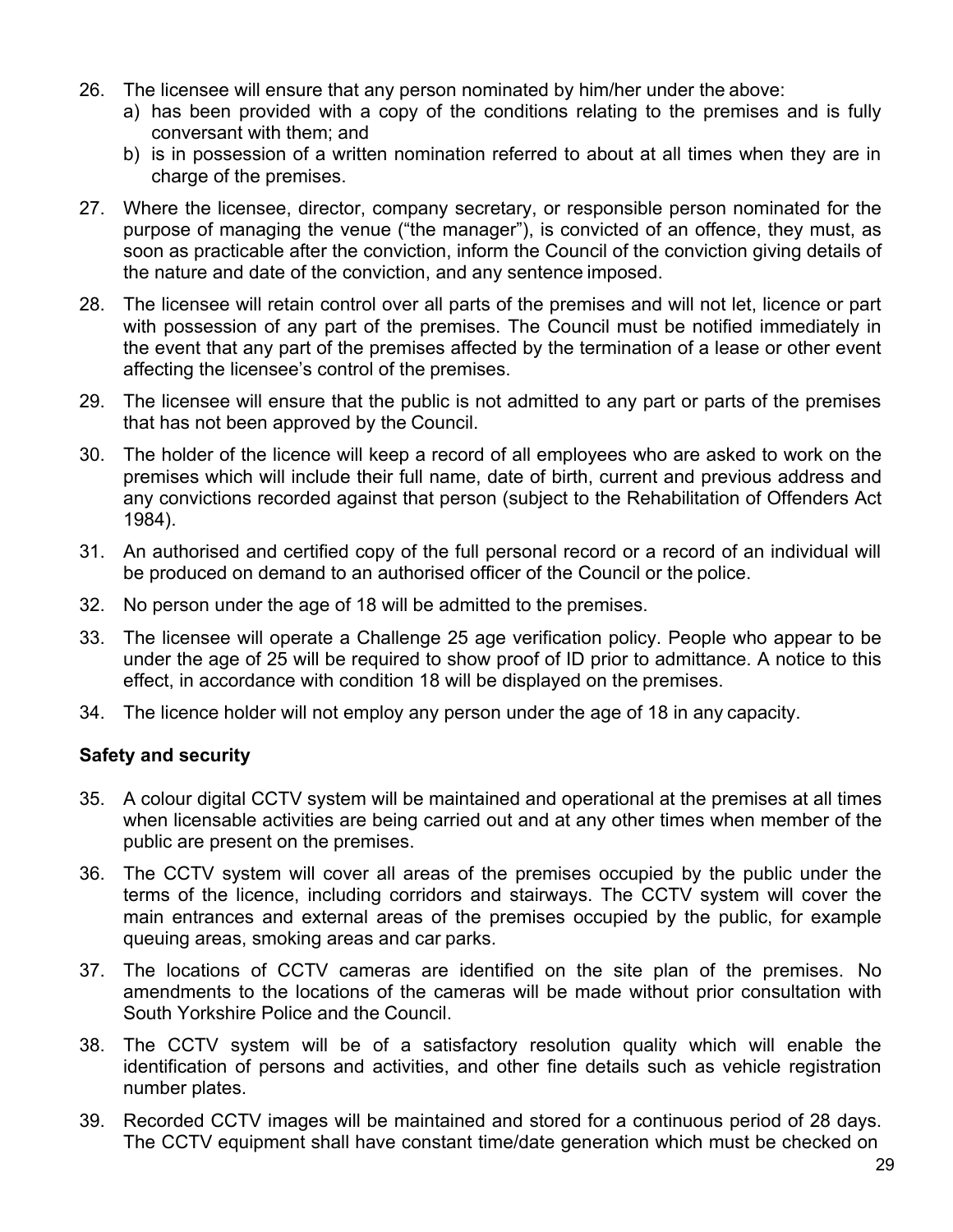26. The licensee will ensure that any person nominated by him/her under the above:
    a) has been provided with a copy of the conditions relating to the premises and is fully conversant with them; and
    b) is in possession of a written nomination referred to about at all times when they are in charge of the premises.

27. Where the licensee, director, company secretary, or responsible person nominated for the purpose of managing the venue ("the manager"), is convicted of an offence, they must, as soon as practicable after the conviction, inform the Council of the conviction giving details of the nature and date of the conviction, and any sentence imposed.

28. The licensee will retain control over all parts of the premises and will not let, licence or part with possession of any part of the premises. The Council must be notified immediately in the event that any part of the premises affected by the termination of a lease or other event affecting the licensee's control of the premises.

29. The licensee will ensure that the public is not admitted to any part or parts of the premises that has not been approved by the Council.

30. The holder of the licence will keep a record of all employees who are asked to work on the premises which will include their full name, date of birth, current and previous address and any convictions recorded against that person (subject to the Rehabilitation of Offenders Act 1984).

31. An authorised and certified copy of the full personal record or a record of an individual will be produced on demand to an authorised officer of the Council or the police.

32. No person under the age of 18 will be admitted to the premises.

33. The licensee will operate a Challenge 25 age verification policy. People who appear to be under the age of 25 will be required to show proof of ID prior to admittance. A notice to this effect, in accordance with condition 18 will be displayed on the premises.

34. The licence holder will not employ any person under the age of 18 in any capacity.

**Safety and security**

35. A colour digital CCTV system will be maintained and operational at the premises at all times when licensable activities are being carried out and at any other times when member of the public are present on the premises.

36. The CCTV system will cover all areas of the premises occupied by the public under the terms of the licence, including corridors and stairways. The CCTV system will cover the main entrances and external areas of the premises occupied by the public, for example queuing areas, smoking areas and car parks.

37. The locations of CCTV cameras are identified on the site plan of the premises. No amendments to the locations of the cameras will be made without prior consultation with South Yorkshire Police and the Council.

38. The CCTV system will be of a satisfactory resolution quality which will enable the identification of persons and activities, and other fine details such as vehicle registration number plates.

39. Recorded CCTV images will be maintained and stored for a continuous period of 28 days. The CCTV equipment shall have constant time/date generation which must be checked on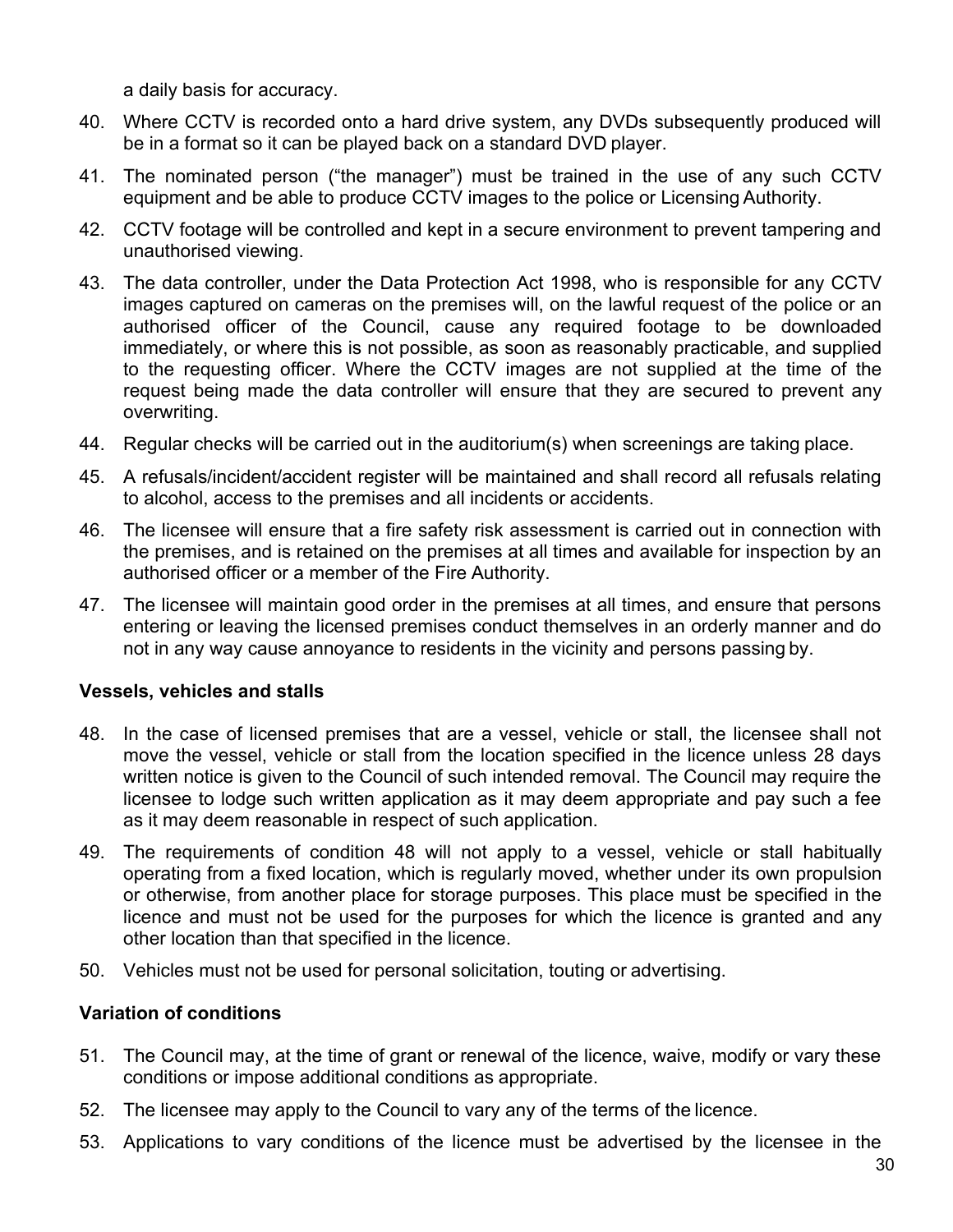a daily basis for accuracy.

40. Where CCTV is recorded onto a hard drive system, any DVDs subsequently produced will be in a format so it can be played back on a standard DVD player.
41. The nominated person ("the manager") must be trained in the use of any such CCTV equipment and be able to produce CCTV images to the police or Licensing Authority.
42. CCTV footage will be controlled and kept in a secure environment to prevent tampering and unauthorised viewing.
43. The data controller, under the Data Protection Act 1998, who is responsible for any CCTV images captured on cameras on the premises will, on the lawful request of the police or an authorised officer of the Council, cause any required footage to be downloaded immediately, or where this is not possible, as soon as reasonably practicable, and supplied to the requesting officer. Where the CCTV images are not supplied at the time of the request being made the data controller will ensure that they are secured to prevent any overwriting.
44. Regular checks will be carried out in the auditorium(s) when screenings are taking place.
45. A refusals/incident/accident register will be maintained and shall record all refusals relating to alcohol, access to the premises and all incidents or accidents.
46. The licensee will ensure that a fire safety risk assessment is carried out in connection with the premises, and is retained on the premises at all times and available for inspection by an authorised officer or a member of the Fire Authority.
47. The licensee will maintain good order in the premises at all times, and ensure that persons entering or leaving the licensed premises conduct themselves in an orderly manner and do not in any way cause annoyance to residents in the vicinity and persons passing by.

**Vessels, vehicles and stalls**

48. In the case of licensed premises that are a vessel, vehicle or stall, the licensee shall not move the vessel, vehicle or stall from the location specified in the licence unless 28 days written notice is given to the Council of such intended removal. The Council may require the licensee to lodge such written application as it may deem appropriate and pay such a fee as it may deem reasonable in respect of such application.
49. The requirements of condition 48 will not apply to a vessel, vehicle or stall habitually operating from a fixed location, which is regularly moved, whether under its own propulsion or otherwise, from another place for storage purposes. This place must be specified in the licence and must not be used for the purposes for which the licence is granted and any other location than that specified in the licence.
50. Vehicles must not be used for personal solicitation, touting or advertising.

**Variation of conditions**

51. The Council may, at the time of grant or renewal of the licence, waive, modify or vary these conditions or impose additional conditions as appropriate.
52. The licensee may apply to the Council to vary any of the terms of the licence.
53. Applications to vary conditions of the licence must be advertised by the licensee in the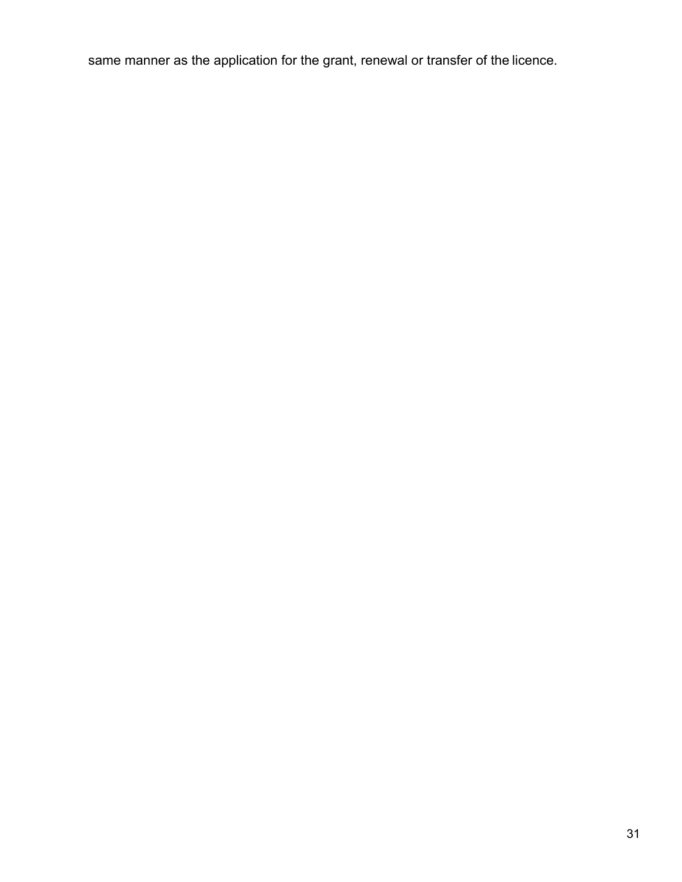same manner as the application for the grant, renewal or transfer of the licence.